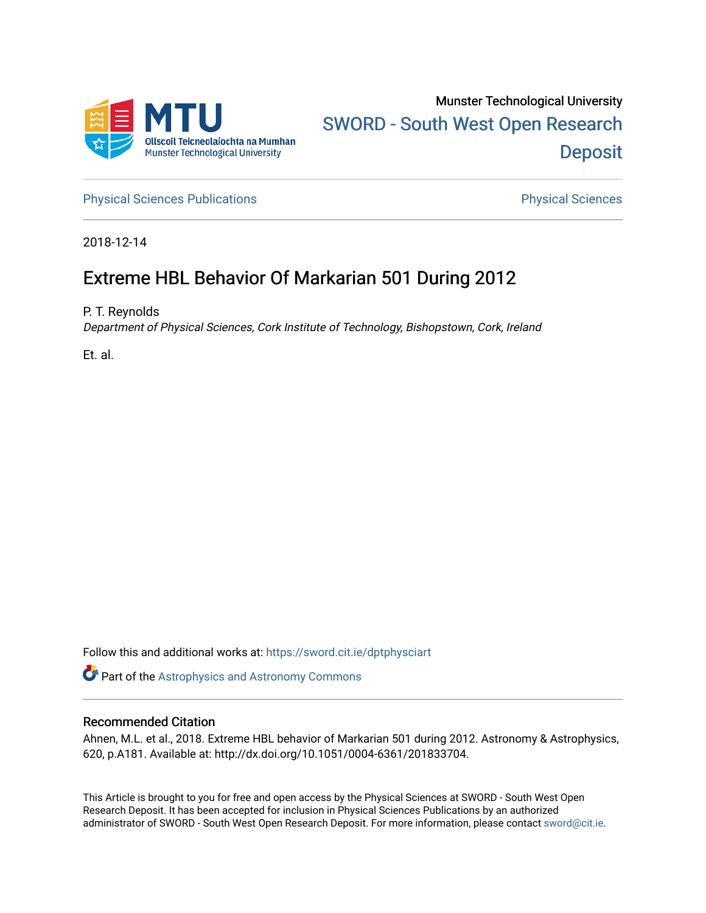Munster Technological University

SWORD - South West Open Research Deposit

Physical Sciences Publications

Physical Sciences

2018-12-14

# Extreme HBL Behavior Of Markarian 501 During 2012

P. T. Reynolds

*Department of Physical Sciences, Cork Institute of Technology, Bishopstown, Cork, Ireland*

Et. al.

Follow this and additional works at: https://sword.cit.ie/dptphysciart

Part of the Astrophysics and Astronomy Commons

## Recommended Citation

Ahnen, M.L. et al., 2018. Extreme HBL behavior of Markarian 501 during 2012. Astronomy & Astrophysics, 620, p.A181. Available at: http://dx.doi.org/10.1051/0004-6361/201833704.

This Article is brought to you for free and open access by the Physical Sciences at SWORD - South West Open Research Deposit. It has been accepted for inclusion in Physical Sciences Publications by an authorized administrator of SWORD - South West Open Research Deposit. For more information, please contact sword@cit.ie.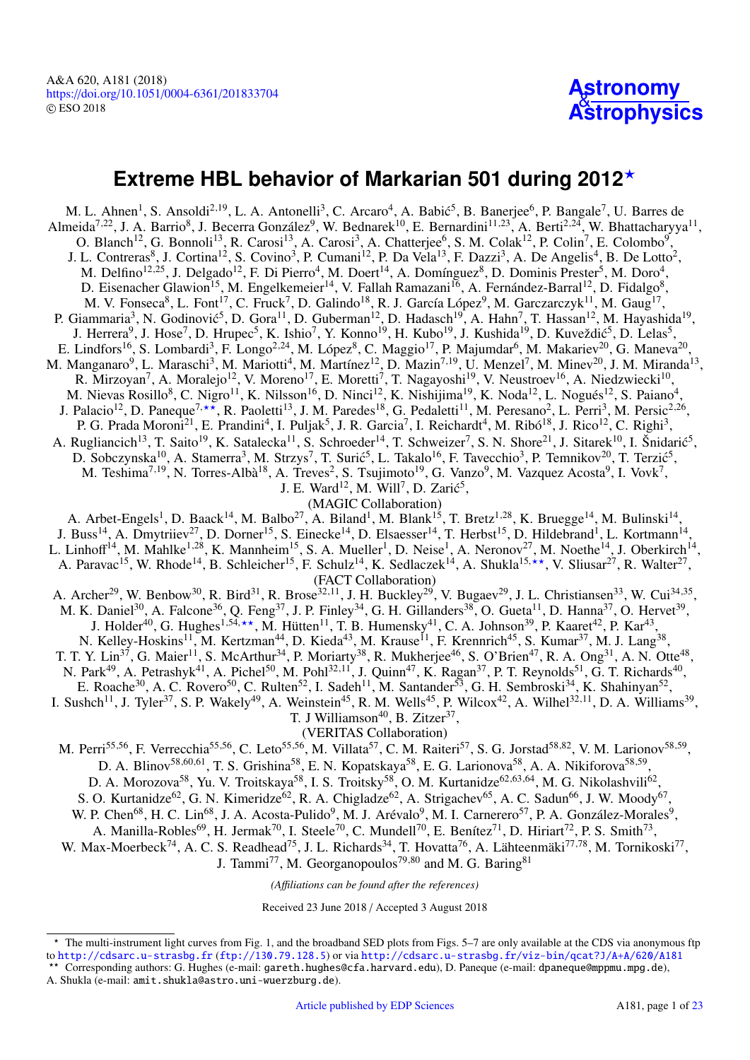# Extreme HBL behavior of Markarian 501 during 2012*

M. L. Ahnen[1], S. Ansoldi[2,19], L. A. Antonelli[3], C. Arcaro[4], A. Babić[5], B. Banerjee[6], P. Bangale[7], U. Barres de Almeida[7,22], J. A. Barrio[8], J. Becerra González[9], W. Bednarek[10], E. Bernardini[11,23], A. Berti[2,24], W. Bhattacharyya[11], O. Blanch[12], G. Bonnoli[13], R. Carosi[13], A. Carosi[3], A. Chatterjee[6], S. M. Colak[12], P. Colin[7], E. Colombo[9], J. L. Contreras[8], J. Cortina[12], S. Covino[3], P. Cumani[12], P. Da Vela[13], F. Dazzi[3], A. De Angelis[4], B. De Lotto[2], M. Delfino[12,25], J. Delgado[12], F. Di Pierro[4], M. Doert[14], A. Domínguez[8], D. Dominis Prester[5], M. Doro[4], D. Eisenacher Glawion[15], M. Engelkemeier[14], V. Fallah Ramazani[16], A. Fernández-Barral[12], D. Fidalgo[8], M. V. Fonseca[8], L. Font[17], C. Fruck[7], D. Galindo[18], R. J. García López[9], M. Garczarczyk[11], M. Gaug[17], P. Giammaria[3], N. Godinović[5], D. Gora[11], D. Guberman[12], D. Hadasch[19], A. Hahn[7], T. Hassan[12], M. Hayashida[19], J. Herrera[9], J. Hose[7], D. Hrupec[5], K. Ishio[7], Y. Konno[19], H. Kubo[19], J. Kushida[19], D. Kuveždić[5], D. Lelas[5], E. Lindfors[16], S. Lombardi[3], F. Longo[2,24], M. López[8], C. Maggio[17], P. Majumdar[6], M. Makariev[20], G. Maneva[20], M. Manganaro[9], L. Maraschi[3], M. Mariotti[4], M. Martínez[12], D. Mazin[7,19], U. Menzel[7], M. Minev[20], J. M. Miranda[13], R. Mirzoyan[7], A. Moralejo[12], V. Moreno[17], E. Moretti[7], T. Nagayoshi[19], V. Neustroev[16], A. Niedzwiecki[10], M. Nievas Rosillo[8], C. Nigro[11], K. Nilsson[16], D. Ninci[12], K. Nishijima[19], K. Noda[12], L. Nogués[12], S. Paiano[4], J. Palacio[12], D. Paneque[7,**], R. Paoletti[13], J. M. Paredes[18], G. Pedaletti[11], M. Peresano[2], L. Perri[3], M. Persic[2,26], P. G. Prada Moroni[21], E. Prandini[4], I. Puljak[5], J. R. Garcia[7], I. Reichardt[4], M. Ribó[18], J. Rico[12], C. Righi[3], A. Rugliancich[13], T. Saito[19], K. Satalecka[11], S. Schroeder[14], T. Schweizer[7], S. N. Shore[21], J. Sitarek[10], I. Šnidarić[5], D. Sobczynska[10], A. Stamerra[3], M. Strzys[7], T. Surić[5], L. Takalo[16], F. Tavecchio[3], P. Temnikov[20], T. Terzić[5], M. Teshima[7,19], N. Torres-Albà[18], A. Treves[2], S. Tsujimoto[19], G. Vanzo[9], M. Vazquez Acosta[9], I. Vovk[7], J. E. Ward[12], M. Will[7], D. Zarić[5],
(MAGIC Collaboration)
A. Arbet-Engels[1], D. Baack[14], M. Balbo[27], A. Biland[1], M. Blank[15], T. Bretz[1,28], K. Bruegge[14], M. Bulinski[14], J. Buss[14], A. Dmytriiev[27], D. Dorner[15], S. Einecke[14], D. Elsaesser[14], T. Herbst[15], D. Hildebrand[1], L. Kortmann[14], L. Linhoff[14], M. Mahlke[1,28], K. Mannheim[15], S. A. Mueller[1], D. Neise[1], A. Neronov[27], M. Noethe[14], J. Oberkirch[14], A. Paravac[15], W. Rhode[14], B. Schleicher[15], F. Schulz[14], K. Sedlaczek[14], A. Shukla[15,**], V. Sliusar[27], R. Walter[27],
(FACT Collaboration)
A. Archer[29], W. Benbow[30], R. Bird[31], R. Brose[32,11], J. H. Buckley[29], V. Bugaev[29], J. L. Christiansen[33], W. Cui[34,35], M. K. Daniel[30], A. Falcone[36], Q. Feng[37], J. P. Finley[34], G. H. Gillanders[38], O. Gueta[11], D. Hanna[37], O. Hervet[39], J. Holder[40], G. Hughes[1,54,**], M. Hütten[11], T. B. Humensky[41], C. A. Johnson[39], P. Kaaret[42], P. Kar[43], N. Kelley-Hoskins[11], M. Kertzman[44], D. Kieda[43], M. Krause[11], F. Krennrich[45], S. Kumar[37], M. J. Lang[38], T. T. Y. Lin[37], G. Maier[11], S. McArthur[34], P. Moriarty[38], R. Mukherjee[46], S. O'Brien[47], R. A. Ong[31], A. N. Otte[48], N. Park[49], A. Petrashyk[41], A. Pichel[50], M. Pohl[32,11], J. Quinn[47], K. Ragan[37], P. T. Reynolds[51], G. T. Richards[40], E. Roache[30], A. C. Rovero[50], C. Rulten[52], I. Sadeh[11], M. Santander[53], G. H. Sembroski[34], K. Shahinyan[52], I. Sushch[11], J. Tyler[37], S. P. Wakely[49], A. Weinstein[45], R. M. Wells[45], P. Wilcox[42], A. Wilhel[32,11], D. A. Williams[39], T. J Williamson[40], B. Zitzer[37],
(VERITAS Collaboration)
M. Perri[55,56], F. Verrecchia[55,56], C. Leto[55,56], M. Villata[57], C. M. Raiteri[57], S. G. Jorstad[58,82], V. M. Larionov[58,59], D. A. Blinov[58,60,61], T. S. Grishina[58], E. N. Kopatskaya[58], E. G. Larionova[58], A. A. Nikiforova[58,59], D. A. Morozova[58], Yu. V. Troitskaya[58], I. S. Troitsky[58], O. M. Kurtanidze[62,63,64], M. G. Nikolashvili[62], S. O. Kurtanidze[62], G. N. Kimeridze[62], R. A. Chigladze[62], A. Strigachev[65], A. C. Sadun[66], J. W. Moody[67], W. P. Chen[68], H. C. Lin[68], J. A. Acosta-Pulido[9], M. J. Arévalo[9], M. I. Carnerero[57], P. A. González-Morales[9], A. Manilla-Robles[69], H. Jermak[70], I. Steele[70], C. Mundell[70], E. Benítez[71], D. Hiriart[72], P. S. Smith[73], W. Max-Moerbeck[74], A. C. S. Readhead[75], J. L. Richards[34], T. Hovatta[76], A. Lähteenmäki[77,78], M. Tornikoski[77], J. Tammi[77], M. Georganopoulos[79,80] and M. G. Baring[81]

*(Affiliations can be found after the references)*

Received 23 June 2018 / Accepted 3 August 2018

---

* The multi-instrument light curves from Fig. 1, and the broadband SED plots from Figs. 5–7 are only available at the CDS via anonymous ftp to http://cdsarc.u-strasbg.fr (ftp://130.79.128.5) or via http://cdsarc.u-strasbg.fr/viz-bin/qcat?J/A+A/620/A181

** Corresponding authors: G. Hughes (e-mail: gareth.hughes@cfa.harvard.edu), D. Paneque (e-mail: dpaneque@mppmu.mpg.de), A. Shukla (e-mail: amit.shukla@astro.uni-wuerzburg.de).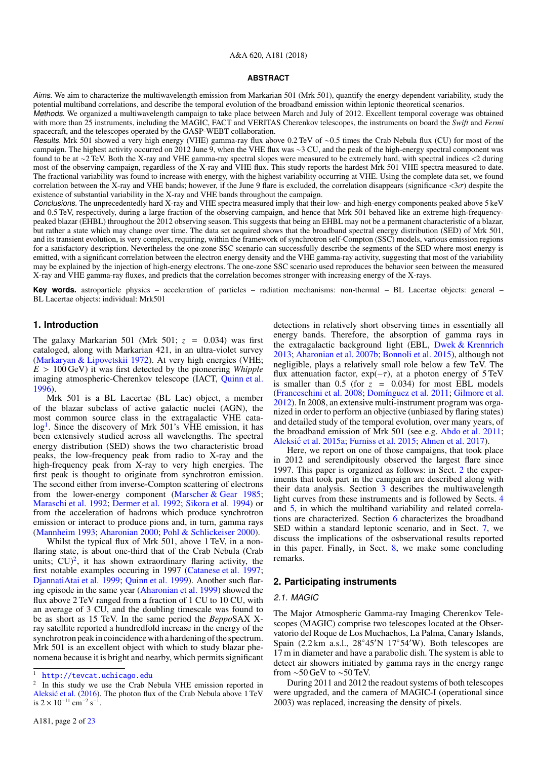## ABSTRACT

*Aims.* We aim to characterize the multiwavelength emission from Markarian 501 (Mrk 501), quantify the energy-dependent variability, study the potential multiband correlations, and describe the temporal evolution of the broadband emission within leptonic theoretical scenarios.

*Methods.* We organized a multiwavelength campaign to take place between March and July of 2012. Excellent temporal coverage was obtained with more than 25 instruments, including the MAGIC, FACT and VERITAS Cherenkov telescopes, the instruments on board the *Swift* and *Fermi* spacecraft, and the telescopes operated by the GASP-WEBT collaboration.

*Results.* Mrk 501 showed a very high energy (VHE) gamma-ray flux above 0.2 TeV of ∼0.5 times the Crab Nebula flux (CU) for most of the campaign. The highest activity occurred on 2012 June 9, when the VHE flux was ∼3 CU, and the peak of the high-energy spectral component was found to be at ∼2 TeV. Both the X-ray and VHE gamma-ray spectral slopes were measured to be extremely hard, with spectral indices <2 during most of the observing campaign, regardless of the X-ray and VHE flux. This study reports the hardest Mrk 501 VHE spectra measured to date. The fractional variability was found to increase with energy, with the highest variability occurring at VHE. Using the complete data set, we found correlation between the X-ray and VHE bands; however, if the June 9 flare is excluded, the correlation disappears (significance $<3\sigma$) despite the existence of substantial variability in the X-ray and VHE bands throughout the campaign.

*Conclusions.* The unprecedentedly hard X-ray and VHE spectra measured imply that their low- and high-energy components peaked above 5 keV and 0.5 TeV, respectively, during a large fraction of the observing campaign, and hence that Mrk 501 behaved like an extreme high-frequency-peaked blazar (EHBL) throughout the 2012 observing season. This suggests that being an EHBL may not be a permanent characteristic of a blazar, but rather a state which may change over time. The data set acquired shows that the broadband spectral energy distribution (SED) of Mrk 501, and its transient evolution, is very complex, requiring, within the framework of synchrotron self-Compton (SSC) models, various emission regions for a satisfactory description. Nevertheless the one-zone SSC scenario can successfully describe the segments of the SED where most energy is emitted, with a significant correlation between the electron energy density and the VHE gamma-ray activity, suggesting that most of the variability may be explained by the injection of high-energy electrons. The one-zone SSC scenario used reproduces the behavior seen between the measured X-ray and VHE gamma-ray fluxes, and predicts that the correlation becomes stronger with increasing energy of the X-rays.

**Key words.** astroparticle physics – acceleration of particles – radiation mechanisms: non-thermal – BL Lacertae objects: general – BL Lacertae objects: individual: Mrk501

## 1. Introduction

The galaxy Markarian 501 (Mrk 501; $z = 0.034$) was first cataloged, along with Markarian 421, in an ultra-violet survey (Markaryan & Lipovetskii 1972). At very high energies (VHE; $E > 100$ GeV) it was first detected by the pioneering *Whipple* imaging atmospheric-Cherenkov telescope (IACT, Quinn et al. 1996).

Mrk 501 is a BL Lacertae (BL Lac) object, a member of the blazar subclass of active galactic nuclei (AGN), the most common source class in the extragalactic VHE catalog[1]. Since the discovery of Mrk 501's VHE emission, it has been extensively studied across all wavelengths. The spectral energy distribution (SED) shows the two characteristic broad peaks, the low-frequency peak from radio to X-ray and the high-frequency peak from X-ray to very high energies. The first peak is thought to originate from synchrotron emission. The second either from inverse-Compton scattering of electrons from the lower-energy component (Marscher & Gear 1985; Maraschi et al. 1992; Dermer et al. 1992; Sikora et al. 1994) or from the acceleration of hadrons which produce synchrotron emission or interact to produce pions and, in turn, gamma rays (Mannheim 1993; Aharonian 2000; Pohl & Schlickeiser 2000).

Whilst the typical flux of Mrk 501, above 1 TeV, in a non-flaring state, is about one-third that of the Crab Nebula (Crab units; CU)[2], it has shown extraordinary flaring activity, the first notable examples occuring in 1997 (Catanese et al. 1997; DjannatiAtai et al. 1999; Quinn et al. 1999). Another such flaring episode in the same year (Aharonian et al. 1999) showed the flux above 2 TeV ranged from a fraction of 1 CU to 10 CU, with an average of 3 CU, and the doubling timescale was found to be as short as 15 TeV. In the same period the *Beppo*SAX X-ray satellite reported a hundredfold increase in the energy of the synchrotron peak in coincidence with a hardening of the spectrum. Mrk 501 is an excellent object with which to study blazar phenomena because it is bright and nearby, which permits significant detections in relatively short observing times in essentially all energy bands. Therefore, the absorption of gamma rays in the extragalactic background light (EBL, Dwek & Krennrich 2013; Aharonian et al. 2007b; Bonnoli et al. 2015), although not negligible, plays a relatively small role below a few TeV. The flux attenuation factor, $\exp(-\tau)$, at a photon energy of 5 TeV is smaller than 0.5 (for $z = 0.034$) for most EBL models (Franceschini et al. 2008; Domínguez et al. 2011; Gilmore et al. 2012). In 2008, an extensive multi-instrument program was organized in order to perform an objective (unbiased by flaring states) and detailed study of the temporal evolution, over many years, of the broadband emission of Mrk 501 (see e.g. Abdo et al. 2011; Aleksić et al. 2015a; Furniss et al. 2015; Ahnen et al. 2017).

Here, we report on one of those campaigns, that took place in 2012 and serendipitously observed the largest flare since 1997. This paper is organized as follows: in Sect. 2 the experiments that took part in the campaign are described along with their data analysis. Section 3 describes the multiwavelength light curves from these instruments and is followed by Sects. 4 and 5, in which the multiband variability and related correlations are characterized. Section 6 characterizes the broadband SED within a standard leptonic scenario, and in Sect. 7, we discuss the implications of the osbservational results reported in this paper. Finally, in Sect. 8, we make some concluding remarks.

[1] http://tevcat.uchicago.edu

[2] In this study we use the Crab Nebula VHE emission reported in Aleksić et al. (2016). The photon flux of the Crab Nebula above 1 TeV is $2 \times 10^{-11}$ cm$^{-2}$ s$^{-1}$.

## 2. Participating instruments

### 2.1. MAGIC

The Major Atmospheric Gamma-ray Imaging Cherenkov Telescopes (MAGIC) comprise two telescopes located at the Observatorio del Roque de Los Muchachos, La Palma, Canary Islands, Spain (2.2 km a.s.l., 28°45′N 17°54′W). Both telescopes are 17 m in diameter and have a parabolic dish. The system is able to detect air showers initiated by gamma rays in the energy range from ∼50 GeV to ∼50 TeV.

During 2011 and 2012 the readout systems of both telescopes were upgraded, and the camera of MAGIC-I (operational since 2003) was replaced, increasing the density of pixels.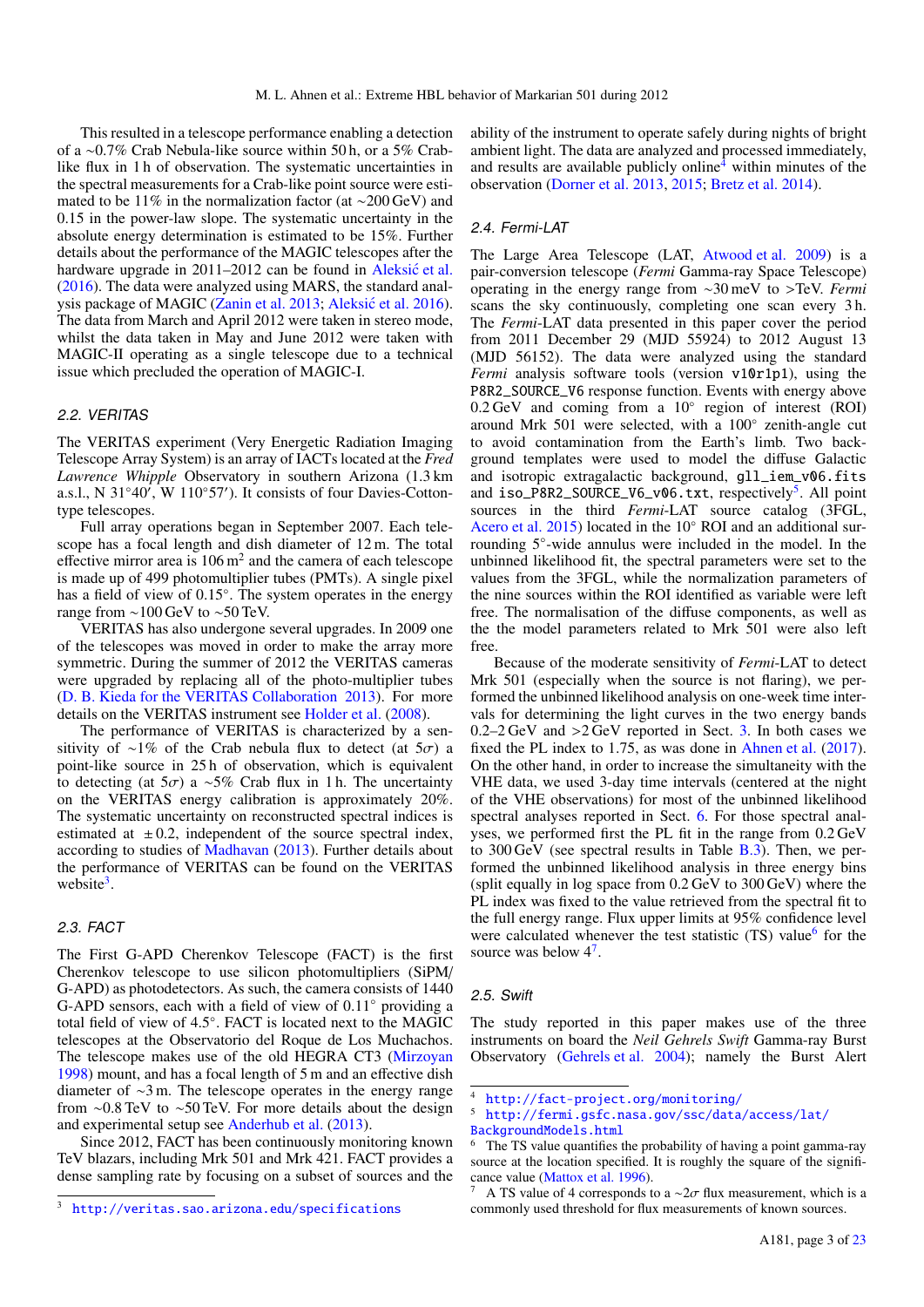This resulted in a telescope performance enabling a detection of a ~0.7% Crab Nebula-like source within 50 h, or a 5% Crab-like flux in 1 h of observation. The systematic uncertainties in the spectral measurements for a Crab-like point source were estimated to be 11% in the normalization factor (at ~200 GeV) and 0.15 in the power-law slope. The systematic uncertainty in the absolute energy determination is estimated to be 15%. Further details about the performance of the MAGIC telescopes after the hardware upgrade in 2011–2012 can be found in Aleksić et al. (2016). The data were analyzed using MARS, the standard analysis package of MAGIC (Zanin et al. 2013; Aleksić et al. 2016). The data from March and April 2012 were taken in stereo mode, whilst the data taken in May and June 2012 were taken with MAGIC-II operating as a single telescope due to a technical issue which precluded the operation of MAGIC-I.

### 2.2. VERITAS

The VERITAS experiment (Very Energetic Radiation Imaging Telescope Array System) is an array of IACTs located at the *Fred Lawrence Whipple* Observatory in southern Arizona (1.3 km a.s.l., N 31°40′, W 110°57′). It consists of four Davies-Cotton-type telescopes.

Full array operations began in September 2007. Each telescope has a focal length and dish diameter of 12 m. The total effective mirror area is 106 m$^2$ and the camera of each telescope is made up of 499 photomultiplier tubes (PMTs). A single pixel has a field of view of 0.15°. The system operates in the energy range from ~100 GeV to ~50 TeV.

VERITAS has also undergone several upgrades. In 2009 one of the telescopes was moved in order to make the array more symmetric. During the summer of 2012 the VERITAS cameras were upgraded by replacing all of the photo-multiplier tubes (D. B. Kieda for the VERITAS Collaboration 2013). For more details on the VERITAS instrument see Holder et al. (2008).

The performance of VERITAS is characterized by a sensitivity of ~1% of the Crab nebula flux to detect (at 5$\sigma$) a point-like source in 25 h of observation, which is equivalent to detecting (at 5$\sigma$) a ~5% Crab flux in 1 h. The uncertainty on the VERITAS energy calibration is approximately 20%. The systematic uncertainty on reconstructed spectral indices is estimated at ±0.2, independent of the source spectral index, according to studies of Madhavan (2013). Further details about the performance of VERITAS can be found on the VERITAS website[3].

### 2.3. FACT

The First G-APD Cherenkov Telescope (FACT) is the first Cherenkov telescope to use silicon photomultipliers (SiPM/G-APD) as photodetectors. As such, the camera consists of 1440 G-APD sensors, each with a field of view of 0.11° providing a total field of view of 4.5°. FACT is located next to the MAGIC telescopes at the Observatorio del Roque de Los Muchachos. The telescope makes use of the old HEGRA CT3 (Mirzoyan 1998) mount, and has a focal length of 5 m and an effective dish diameter of ~3 m. The telescope operates in the energy range from ~0.8 TeV to ~50 TeV. For more details about the design and experimental setup see Anderhub et al. (2013).

Since 2012, FACT has been continuously monitoring known TeV blazars, including Mrk 501 and Mrk 421. FACT provides a dense sampling rate by focusing on a subset of sources and the ability of the instrument to operate safely during nights of bright ambient light. The data are analyzed and processed immediately, and results are available publicly online[4] within minutes of the observation (Dorner et al. 2013, 2015; Bretz et al. 2014).

### 2.4. Fermi-LAT

The Large Area Telescope (LAT, Atwood et al. 2009) is a pair-conversion telescope (*Fermi* Gamma-ray Space Telescope) operating in the energy range from ~30 meV to >TeV. *Fermi* scans the sky continuously, completing one scan every 3 h. The *Fermi*-LAT data presented in this paper cover the period from 2011 December 29 (MJD 55924) to 2012 August 13 (MJD 56152). The data were analyzed using the standard *Fermi* analysis software tools (version `v10r1p1`), using the `P8R2_SOURCE_V6` response function. Events with energy above 0.2 GeV and coming from a 10° region of interest (ROI) around Mrk 501 were selected, with a 100° zenith-angle cut to avoid contamination from the Earth's limb. Two background templates were used to model the diffuse Galactic and isotropic extragalactic background, `gll_iem_v06.fits` and `iso_P8R2_SOURCE_V6_v06.txt`, respectively[5]. All point sources in the third *Fermi*-LAT source catalog (3FGL, Acero et al. 2015) located in the 10° ROI and an additional surrounding 5°-wide annulus were included in the model. In the unbinned likelihood fit, the spectral parameters were set to the values from the 3FGL, while the normalization parameters of the nine sources within the ROI identified as variable were left free. The normalisation of the diffuse components, as well as the the model parameters related to Mrk 501 were also left free.

Because of the moderate sensitivity of *Fermi*-LAT to detect Mrk 501 (especially when the source is not flaring), we performed the unbinned likelihood analysis on one-week time intervals for determining the light curves in the two energy bands 0.2–2 GeV and >2 GeV reported in Sect. 3. In both cases we fixed the PL index to 1.75, as was done in Ahnen et al. (2017). On the other hand, in order to increase the simultaneity with the VHE data, we used 3-day time intervals (centered at the night of the VHE observations) for most of the unbinned likelihood spectral analyses reported in Sect. 6. For those spectral analyses, we performed first the PL fit in the range from 0.2 GeV to 300 GeV (see spectral results in Table B.3). Then, we performed the unbinned likelihood analysis in three energy bins (split equally in log space from 0.2 GeV to 300 GeV) where the PL index was fixed to the value retrieved from the spectral fit to the full energy range. Flux upper limits at 95% confidence level were calculated whenever the test statistic (TS) value[6] for the source was below 4[7].

### 2.5. Swift

The study reported in this paper makes use of the three instruments on board the *Neil Gehrels Swift* Gamma-ray Burst Observatory (Gehrels et al. 2004); namely the Burst Alert

---

[3] http://veritas.sao.arizona.edu/specifications

[4] http://fact-project.org/monitoring/

[5] http://fermi.gsfc.nasa.gov/ssc/data/access/lat/BackgroundModels.html

[6] The TS value quantifies the probability of having a point gamma-ray source at the location specified. It is roughly the square of the significance value (Mattox et al. 1996).

[7] A TS value of 4 corresponds to a ~2$\sigma$ flux measurement, which is a commonly used threshold for flux measurements of known sources.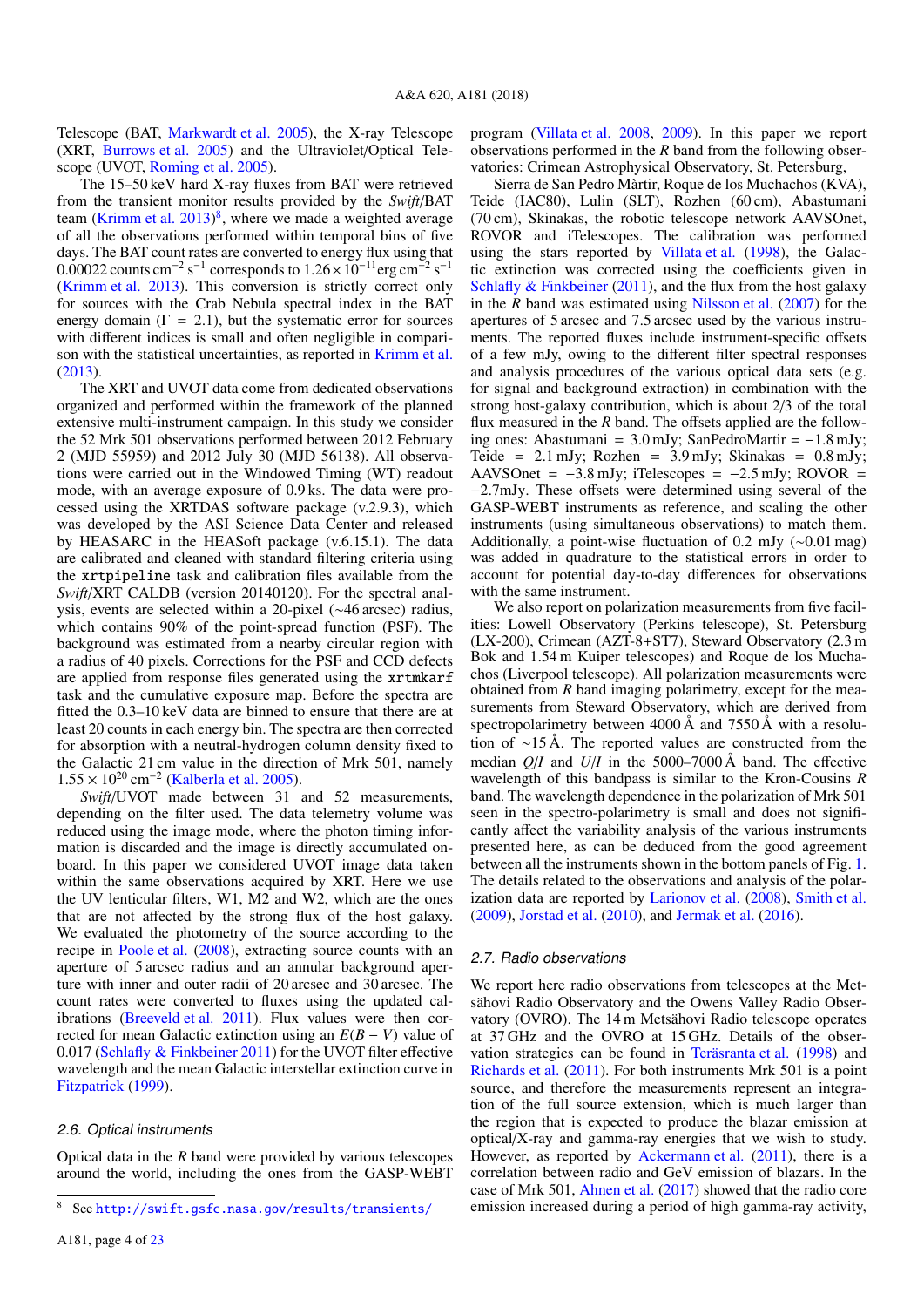Telescope (BAT, Markwardt et al. 2005), the X-ray Telescope (XRT, Burrows et al. 2005) and the Ultraviolet/Optical Telescope (UVOT, Roming et al. 2005).

The 15–50 keV hard X-ray fluxes from BAT were retrieved from the transient monitor results provided by the *Swift*/BAT team (Krimm et al. 2013)[8], where we made a weighted average of all the observations performed within temporal bins of five days. The BAT count rates are converted to energy flux using that 0.00022 counts $\mathrm{cm}^{-2}\,\mathrm{s}^{-1}$ corresponds to $1.26\times10^{-11}\,\mathrm{erg\,cm}^{-2}\,\mathrm{s}^{-1}$ (Krimm et al. 2013). This conversion is strictly correct only for sources with the Crab Nebula spectral index in the BAT energy domain ($\Gamma = 2.1$), but the systematic error for sources with different indices is small and often negligible in comparison with the statistical uncertainties, as reported in Krimm et al. (2013).

The XRT and UVOT data come from dedicated observations organized and performed within the framework of the planned extensive multi-instrument campaign. In this study we consider the 52 Mrk 501 observations performed between 2012 February 2 (MJD 55959) and 2012 July 30 (MJD 56138). All observations were carried out in the Windowed Timing (WT) readout mode, with an average exposure of 0.9 ks. The data were processed using the XRTDAS software package (v.2.9.3), which was developed by the ASI Science Data Center and released by HEASARC in the HEASoft package (v.6.15.1). The data are calibrated and cleaned with standard filtering criteria using the `xrtpipeline` task and calibration files available from the *Swift*/XRT CALDB (version 20140120). For the spectral analysis, events are selected within a 20-pixel (∼46 arcsec) radius, which contains 90% of the point-spread function (PSF). The background was estimated from a nearby circular region with a radius of 40 pixels. Corrections for the PSF and CCD defects are applied from response files generated using the `xrtmkarf` task and the cumulative exposure map. Before the spectra are fitted the 0.3–10 keV data are binned to ensure that there are at least 20 counts in each energy bin. The spectra are then corrected for absorption with a neutral-hydrogen column density fixed to the Galactic 21 cm value in the direction of Mrk 501, namely $1.55\times10^{20}\,\mathrm{cm}^{-2}$ (Kalberla et al. 2005).

*Swift*/UVOT made between 31 and 52 measurements, depending on the filter used. The data telemetry volume was reduced using the image mode, where the photon timing information is discarded and the image is directly accumulated onboard. In this paper we considered UVOT image data taken within the same observations acquired by XRT. Here we use the UV lenticular filters, W1, M2 and W2, which are the ones that are not affected by the strong flux of the host galaxy. We evaluated the photometry of the source according to the recipe in Poole et al. (2008), extracting source counts with an aperture of 5 arcsec radius and an annular background aperture with inner and outer radii of 20 arcsec and 30 arcsec. The count rates were converted to fluxes using the updated calibrations (Breeveld et al. 2011). Flux values were then corrected for mean Galactic extinction using an $E(B-V)$ value of 0.017 (Schlafly & Finkbeiner 2011) for the UVOT filter effective wavelength and the mean Galactic interstellar extinction curve in Fitzpatrick (1999).

### 2.6. Optical instruments

Optical data in the *R* band were provided by various telescopes around the world, including the ones from the GASP-WEBT program (Villata et al. 2008, 2009). In this paper we report observations performed in the *R* band from the following observatories: Crimean Astrophysical Observatory, St. Petersburg, Sierra de San Pedro Màrtir, Roque de los Muchachos (KVA), Teide (IAC80), Lulin (SLT), Rozhen (60 cm), Abastumani (70 cm), Skinakas, the robotic telescope network AAVSOnet, ROVOR and iTelescopes. The calibration was performed using the stars reported by Villata et al. (1998), the Galactic extinction was corrected using the coefficients given in Schlafly & Finkbeiner (2011), and the flux from the host galaxy in the *R* band was estimated using Nilsson et al. (2007) for the apertures of 5 arcsec and 7.5 arcsec used by the various instruments. The reported fluxes include instrument-specific offsets of a few mJy, owing to the different filter spectral responses and analysis procedures of the various optical data sets (e.g. for signal and background extraction) in combination with the strong host-galaxy contribution, which is about 2/3 of the total flux measured in the *R* band. The offsets applied are the following ones: Abastumani = 3.0 mJy; SanPedroMartir = −1.8 mJy; Teide = 2.1 mJy; Rozhen = 3.9 mJy; Skinakas = 0.8 mJy; AAVSOnet = −3.8 mJy; iTelescopes = −2.5 mJy; ROVOR = −2.7mJy. These offsets were determined using several of the GASP-WEBT instruments as reference, and scaling the other instruments (using simultaneous observations) to match them. Additionally, a point-wise fluctuation of 0.2 mJy (∼0.01 mag) was added in quadrature to the statistical errors in order to account for potential day-to-day differences for observations with the same instrument.

We also report on polarization measurements from five facilities: Lowell Observatory (Perkins telescope), St. Petersburg (AZT-8+ST7), Steward Observatory (2.3 m Bok and 1.54 m Kuiper telescopes) and Roque de los Muchachos (Liverpool telescope). All polarization measurements were obtained from *R* band imaging polarimetry, except for the measurements from Steward Observatory, which are derived from spectropolarimetry between 4000 Å and 7550 Å with a resolution of ∼15 Å. The reported values are constructed from the median $Q/I$ and $U/I$ in the 5000–7000 Å band. The effective wavelength of this bandpass is similar to the Kron-Cousins *R* band. The wavelength dependence in the polarization of Mrk 501 seen in the spectro-polarimetry is small and does not significantly affect the variability analysis of the various instruments presented here, as can be deduced from the good agreement between all the instruments shown in the bottom panels of Fig. 1. The details related to the observations and analysis of the polarization data are reported by Larionov et al. (2008), Smith et al. (2009), Jorstad et al. (2010), and Jermak et al. (2016).

### 2.7. Radio observations

We report here radio observations from telescopes at the Metsähovi Radio Observatory and the Owens Valley Radio Observatory (OVRO). The 14 m Metsähovi Radio telescope operates at 37 GHz and the OVRO at 15 GHz. Details of the observation strategies can be found in Teräsranta et al. (1998) and Richards et al. (2011). For both instruments Mrk 501 is a point source, and therefore the measurements represent an integration of the full source extension, which is much larger than the region that is expected to produce the blazar emission at optical/X-ray and gamma-ray energies that we wish to study. However, as reported by Ackermann et al. (2011), there is a correlation between radio and GeV emission of blazars. In the case of Mrk 501, Ahnen et al. (2017) showed that the radio core emission increased during a period of high gamma-ray activity,

[8] See http://swift.gsfc.nasa.gov/results/transients/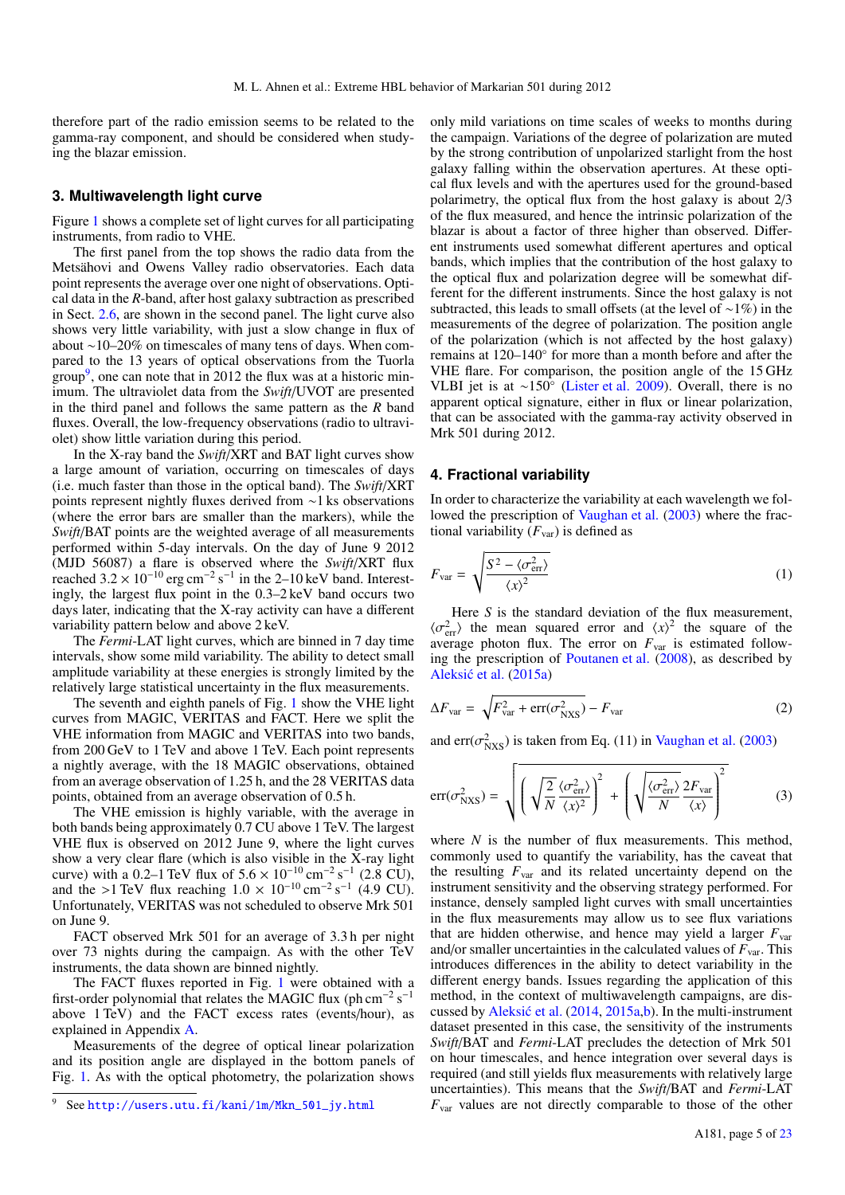therefore part of the radio emission seems to be related to the gamma-ray component, and should be considered when studying the blazar emission.

## 3. Multiwavelength light curve

Figure 1 shows a complete set of light curves for all participating instruments, from radio to VHE.

The first panel from the top shows the radio data from the Metsähovi and Owens Valley radio observatories. Each data point represents the average over one night of observations. Optical data in the *R*-band, after host galaxy subtraction as prescribed in Sect. 2.6, are shown in the second panel. The light curve also shows very little variability, with just a slow change in flux of about ∼10–20% on timescales of many tens of days. When compared to the 13 years of optical observations from the Tuorla group[9], one can note that in 2012 the flux was at a historic minimum. The ultraviolet data from the *Swift*/UVOT are presented in the third panel and follows the same pattern as the *R* band fluxes. Overall, the low-frequency observations (radio to ultraviolet) show little variation during this period.

In the X-ray band the *Swift*/XRT and BAT light curves show a large amount of variation, occurring on timescales of days (i.e. much faster than those in the optical band). The *Swift*/XRT points represent nightly fluxes derived from ∼1 ks observations (where the error bars are smaller than the markers), while the *Swift*/BAT points are the weighted average of all measurements performed within 5-day intervals. On the day of June 9 2012 (MJD 56087) a flare is observed where the *Swift*/XRT flux reached $3.2 \times 10^{-10}$ erg cm$^{-2}$ s$^{-1}$ in the 2–10 keV band. Interestingly, the largest flux point in the 0.3–2 keV band occurs two days later, indicating that the X-ray activity can have a different variability pattern below and above 2 keV.

The *Fermi*-LAT light curves, which are binned in 7 day time intervals, show some mild variability. The ability to detect small amplitude variability at these energies is strongly limited by the relatively large statistical uncertainty in the flux measurements.

The seventh and eighth panels of Fig. 1 show the VHE light curves from MAGIC, VERITAS and FACT. Here we split the VHE information from MAGIC and VERITAS into two bands, from 200 GeV to 1 TeV and above 1 TeV. Each point represents a nightly average, with the 18 MAGIC observations, obtained from an average observation of 1.25 h, and the 28 VERITAS data points, obtained from an average observation of 0.5 h.

The VHE emission is highly variable, with the average in both bands being approximately 0.7 CU above 1 TeV. The largest VHE flux is observed on 2012 June 9, where the light curves show a very clear flare (which is also visible in the X-ray light curve) with a 0.2–1 TeV flux of $5.6 \times 10^{-10}$ cm$^{-2}$ s$^{-1}$ (2.8 CU), and the >1 TeV flux reaching $1.0 \times 10^{-10}$ cm$^{-2}$ s$^{-1}$ (4.9 CU). Unfortunately, VERITAS was not scheduled to observe Mrk 501 on June 9.

FACT observed Mrk 501 for an average of 3.3 h per night over 73 nights during the campaign. As with the other TeV instruments, the data shown are binned nightly.

The FACT fluxes reported in Fig. 1 were obtained with a first-order polynomial that relates the MAGIC flux (ph cm$^{-2}$ s$^{-1}$ above 1 TeV) and the FACT excess rates (events/hour), as explained in Appendix A.

Measurements of the degree of optical linear polarization and its position angle are displayed in the bottom panels of Fig. 1. As with the optical photometry, the polarization shows only mild variations on time scales of weeks to months during the campaign. Variations of the degree of polarization are muted by the strong contribution of unpolarized starlight from the host galaxy falling within the observation apertures. At these optical flux levels and with the apertures used for the ground-based polarimetry, the optical flux from the host galaxy is about 2/3 of the flux measured, and hence the intrinsic polarization of the blazar is about a factor of three higher than observed. Different instruments used somewhat different apertures and optical bands, which implies that the contribution of the host galaxy to the optical flux and polarization degree will be somewhat different for the different instruments. Since the host galaxy is not subtracted, this leads to small offsets (at the level of ∼1%) in the measurements of the degree of polarization. The position angle of the polarization (which is not affected by the host galaxy) remains at 120–140° for more than a month before and after the VHE flare. For comparison, the position angle of the 15 GHz VLBI jet is at ∼150° (Lister et al. 2009). Overall, there is no apparent optical signature, either in flux or linear polarization, that can be associated with the gamma-ray activity observed in Mrk 501 during 2012.

[9] See http://users.utu.fi/kani/1m/Mkn_501_jy.html

## 4. Fractional variability

In order to characterize the variability at each wavelength we followed the prescription of Vaughan et al. (2003) where the fractional variability ($F_{\rm var}$) is defined as

$$F_{\rm var} = \sqrt{\frac{S^2 - \langle \sigma^2_{\rm err} \rangle}{\langle x \rangle^2}} \tag{1}$$

Here $S$ is the standard deviation of the flux measurement, $\langle \sigma^2_{\rm err} \rangle$ the mean squared error and $\langle x \rangle^2$ the square of the average photon flux. The error on $F_{\rm var}$ is estimated following the prescription of Poutanen et al. (2008), as described by Aleksić et al. (2015a)

$$\Delta F_{\rm var} = \sqrt{F^2_{\rm var} + {\rm err}(\sigma^2_{\rm NXS})} - F_{\rm var} \tag{2}$$

and ${\rm err}(\sigma^2_{\rm NXS})$ is taken from Eq. (11) in Vaughan et al. (2003)

$${\rm err}(\sigma^2_{\rm NXS}) = \sqrt{\left(\sqrt{\frac{2}{N}}\frac{\langle \sigma^2_{\rm err} \rangle}{\langle x \rangle^2}\right)^2 + \left(\sqrt{\frac{\langle \sigma^2_{\rm err} \rangle}{N}}\frac{2F_{\rm var}}{\langle x \rangle}\right)^2} \tag{3}$$

where $N$ is the number of flux measurements. This method, commonly used to quantify the variability, has the caveat that the resulting $F_{\rm var}$ and its related uncertainty depend on the instrument sensitivity and the observing strategy performed. For instance, densely sampled light curves with small uncertainties in the flux measurements may allow us to see flux variations that are hidden otherwise, and hence may yield a larger $F_{\rm var}$ and/or smaller uncertainties in the calculated values of $F_{\rm var}$. This introduces differences in the ability to detect variability in the different energy bands. Issues regarding the application of this method, in the context of multiwavelength campaigns, are discussed by Aleksić et al. (2014, 2015a,b). In the multi-instrument dataset presented in this case, the sensitivity of the instruments *Swift*/BAT and *Fermi*-LAT precludes the detection of Mrk 501 on hour timescales, and hence integration over several days is required (and still yields flux measurements with relatively large uncertainties). This means that the *Swift*/BAT and *Fermi*-LAT $F_{\rm var}$ values are not directly comparable to those of the other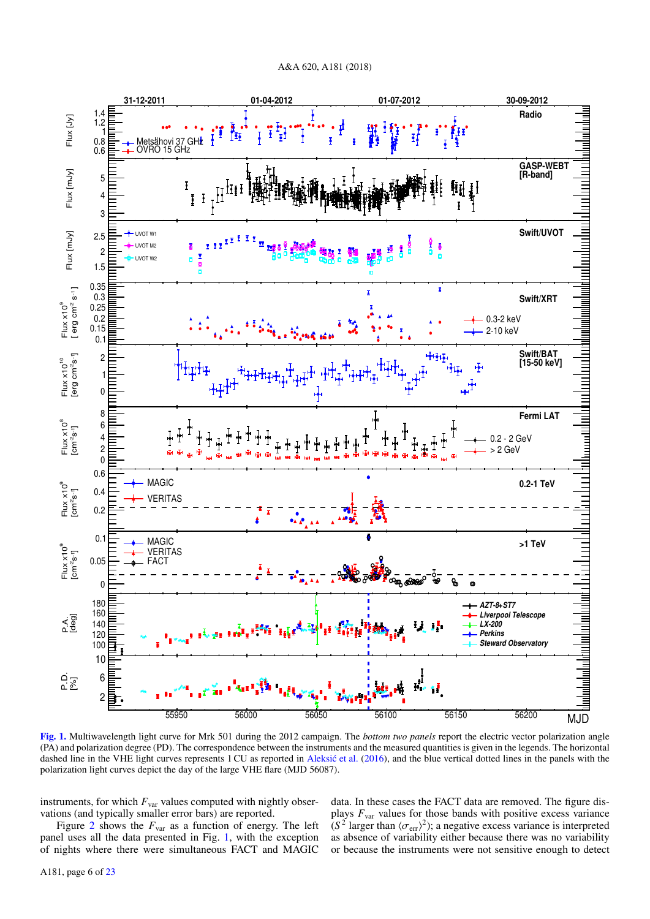**Fig. 1.** Multiwavelength light curve for Mrk 501 during the 2012 campaign. The *bottom two panels* report the electric vector polarization angle (PA) and polarization degree (PD). The correspondence between the instruments and the measured quantities is given in the legends. The horizontal dashed line in the VHE light curves represents 1 CU as reported in Aleksić et al. (2016), and the blue vertical dotted lines in the panels with the polarization light curves depict the day of the large VHE flare (MJD 56087).

instruments, for which $F_{var}$ values computed with nightly observations (and typically smaller error bars) are reported.

Figure 2 shows the $F_{var}$ as a function of energy. The left panel uses all the data presented in Fig. 1, with the exception of nights where there were simultaneous FACT and MAGIC data. In these cases the FACT data are removed. The figure displays $F_{var}$ values for those bands with positive excess variance ($S^2$ larger than $\langle\sigma_{err}\rangle^2$); a negative excess variance is interpreted as absence of variability either because there was no variability or because the instruments were not sensitive enough to detect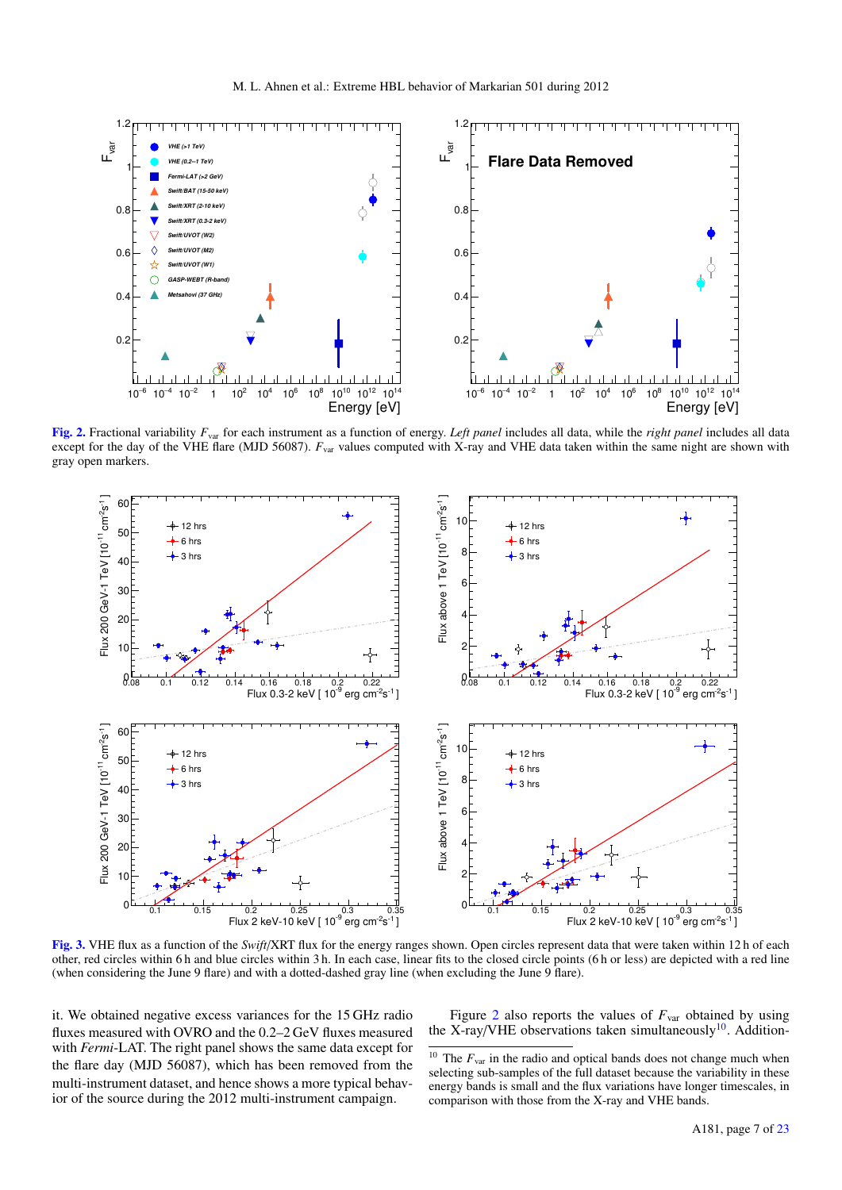**Fig. 2.** Fractional variability $F_{\rm var}$ for each instrument as a function of energy. *Left panel* includes all data, while the *right panel* includes all data except for the day of the VHE flare (MJD 56087). $F_{\rm var}$ values computed with X-ray and VHE data taken within the same night are shown with gray open markers.

**Fig. 3.** VHE flux as a function of the *Swift*/XRT flux for the energy ranges shown. Open circles represent data that were taken within 12 h of each other, red circles within 6 h and blue circles within 3 h. In each case, linear fits to the closed circle points (6 h or less) are depicted with a red line (when considering the June 9 flare) and with a dotted-dashed gray line (when excluding the June 9 flare).

it. We obtained negative excess variances for the 15 GHz radio fluxes measured with OVRO and the 0.2–2 GeV fluxes measured with *Fermi*-LAT. The right panel shows the same data except for the flare day (MJD 56087), which has been removed from the multi-instrument dataset, and hence shows a more typical behavior of the source during the 2012 multi-instrument campaign.

Figure 2 also reports the values of $F_{\rm var}$ obtained by using the X-ray/VHE observations taken simultaneously[10]. Addition-

[10] The $F_{\rm var}$ in the radio and optical bands does not change much when selecting sub-samples of the full dataset because the variability in these energy bands is small and the flux variations have longer timescales, in comparison with those from the X-ray and VHE bands.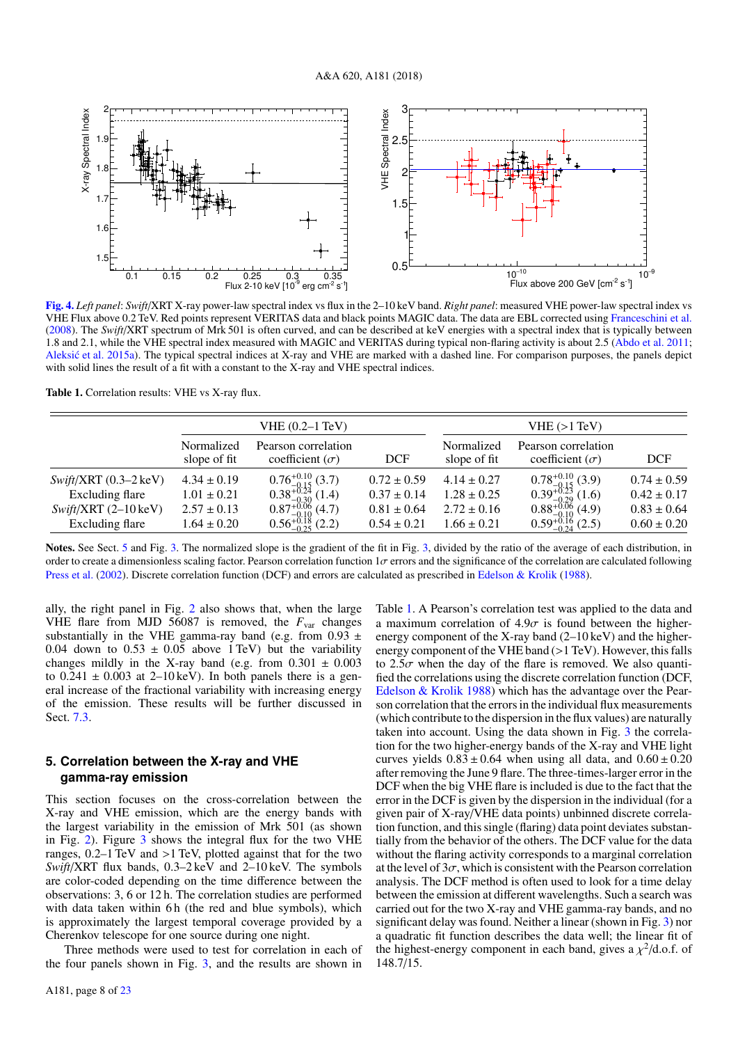**Fig. 4.** *Left panel*: *Swift*/XRT X-ray power-law spectral index vs flux in the 2–10 keV band. *Right panel*: measured VHE power-law spectral index vs VHE Flux above 0.2 TeV. Red points represent VERITAS data and black points MAGIC data. The data are EBL corrected using Franceschini et al. (2008). The *Swift*/XRT spectrum of Mrk 501 is often curved, and can be described at keV energies with a spectral index that is typically between 1.8 and 2.1, while the VHE spectral index measured with MAGIC and VERITAS during typical non-flaring activity is about 2.5 (Abdo et al. 2011; Aleksić et al. 2015a). The typical spectral indices at X-ray and VHE are marked with a dashed line. For comparison purposes, the panels depict with solid lines the result of a fit with a constant to the X-ray and VHE spectral indices.

**Table 1.** Correlation results: VHE vs X-ray flux.

| | VHE (0.2–1 TeV) | | | VHE (>1 TeV) | | |
|---|---|---|---|---|---|---|
| | Normalized slope of fit | Pearson correlation coefficient ($\sigma$) | DCF | Normalized slope of fit | Pearson correlation coefficient ($\sigma$) | DCF |
| *Swift*/XRT (0.3–2 keV) | $4.34 \pm 0.19$ | $0.76^{+0.10}_{-0.15}$ (3.7) | $0.72 \pm 0.59$ | $4.14 \pm 0.27$ | $0.78^{+0.10}_{-0.15}$ (3.9) | $0.74 \pm 0.59$ |
| Excluding flare | $1.01 \pm 0.21$ | $0.38^{+0.24}_{-0.30}$ (1.4) | $0.37 \pm 0.14$ | $1.28 \pm 0.25$ | $0.39^{+0.23}_{-0.29}$ (1.6) | $0.42 \pm 0.17$ |
| *Swift*/XRT (2–10 keV) | $2.57 \pm 0.13$ | $0.87^{+0.06}_{-0.10}$ (4.7) | $0.81 \pm 0.64$ | $2.72 \pm 0.16$ | $0.88^{+0.06}_{-0.10}$ (4.9) | $0.83 \pm 0.64$ |
| Excluding flare | $1.64 \pm 0.20$ | $0.56^{+0.18}_{-0.25}$ (2.2) | $0.54 \pm 0.21$ | $1.66 \pm 0.21$ | $0.59^{+0.16}_{-0.24}$ (2.5) | $0.60 \pm 0.20$ |

**Notes.** See Sect. 5 and Fig. 3. The normalized slope is the gradient of the fit in Fig. 3, divided by the ratio of the average of each distribution, in order to create a dimensionless scaling factor. Pearson correlation function $1\sigma$ errors and the significance of the correlation are calculated following Press et al. (2002). Discrete correlation function (DCF) and errors are calculated as prescribed in Edelson & Krolik (1988).

ally, the right panel in Fig. 2 also shows that, when the large VHE flare from MJD 56087 is removed, the $F_{\rm var}$ changes substantially in the VHE gamma-ray band (e.g. from $0.93 \pm 0.04$ down to $0.53 \pm 0.05$ above 1 TeV) but the variability changes mildly in the X-ray band (e.g. from $0.301 \pm 0.003$ to $0.241 \pm 0.003$ at 2–10 keV). In both panels there is a general increase of the fractional variability with increasing energy of the emission. These results will be further discussed in Sect. 7.3.

## 5. Correlation between the X-ray and VHE gamma-ray emission

This section focuses on the cross-correlation between the X-ray and VHE emission, which are the energy bands with the largest variability in the emission of Mrk 501 (as shown in Fig. 2). Figure 3 shows the integral flux for the two VHE ranges, 0.2–1 TeV and >1 TeV, plotted against that for the two *Swift*/XRT flux bands, 0.3–2 keV and 2–10 keV. The symbols are color-coded depending on the time difference between the observations: 3, 6 or 12 h. The correlation studies are performed with data taken within 6 h (the red and blue symbols), which is approximately the largest temporal coverage provided by a Cherenkov telescope for one source during one night.

Three methods were used to test for correlation in each of the four panels shown in Fig. 3, and the results are shown in Table 1. A Pearson's correlation test was applied to the data and a maximum correlation of $4.9\sigma$ is found between the higher-energy component of the X-ray band (2–10 keV) and the higher-energy component of the VHE band (>1 TeV). However, this falls to $2.5\sigma$ when the day of the flare is removed. We also quantified the correlations using the discrete correlation function (DCF, Edelson & Krolik 1988) which has the advantage over the Pearson correlation that the errors in the individual flux measurements (which contribute to the dispersion in the flux values) are naturally taken into account. Using the data shown in Fig. 3 the correlation for the two higher-energy bands of the X-ray and VHE light curves yields $0.83 \pm 0.64$ when using all data, and $0.60 \pm 0.20$ after removing the June 9 flare. The three-times-larger error in the DCF when the big VHE flare is included is due to the fact that the error in the DCF is given by the dispersion in the individual (for a given pair of X-ray/VHE data points) unbinned discrete correlation function, and this single (flaring) data point deviates substantially from the behavior of the others. The DCF value for the data without the flaring activity corresponds to a marginal correlation at the level of $3\sigma$, which is consistent with the Pearson correlation analysis. The DCF method is often used to look for a time delay between the emission at different wavelengths. Such a search was carried out for the two X-ray and VHE gamma-ray bands, and no significant delay was found. Neither a linear (shown in Fig. 3) nor a quadratic fit function describes the data well; the linear fit of the highest-energy component in each band, gives a $\chi^2$/d.o.f. of 148.7/15.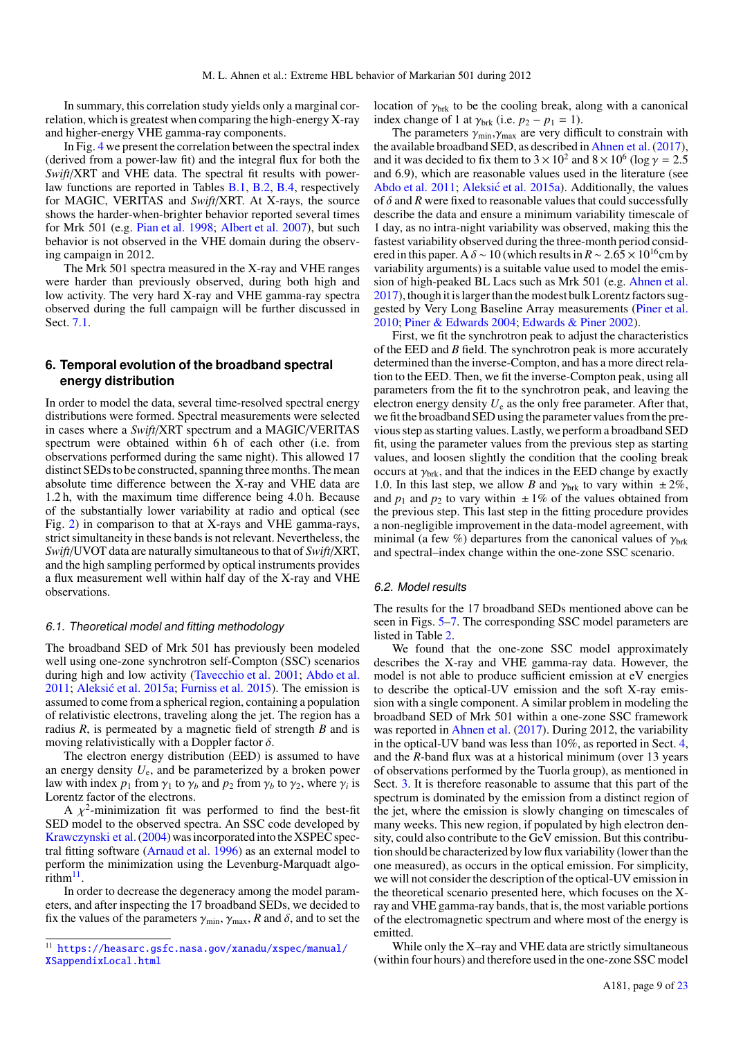In summary, this correlation study yields only a marginal correlation, which is greatest when comparing the high-energy X-ray and higher-energy VHE gamma-ray components.

In Fig. 4 we present the correlation between the spectral index (derived from a power-law fit) and the integral flux for both the *Swift*/XRT and VHE data. The spectral fit results with power-law functions are reported in Tables B.1, B.2, B.4, respectively for MAGIC, VERITAS and *Swift*/XRT. At X-rays, the source shows the harder-when-brighter behavior reported several times for Mrk 501 (e.g. Pian et al. 1998; Albert et al. 2007), but such behavior is not observed in the VHE domain during the observing campaign in 2012.

The Mrk 501 spectra measured in the X-ray and VHE ranges were harder than previously observed, during both high and low activity. The very hard X-ray and VHE gamma-ray spectra observed during the full campaign will be further discussed in Sect. 7.1.

## 6. Temporal evolution of the broadband spectral energy distribution

In order to model the data, several time-resolved spectral energy distributions were formed. Spectral measurements were selected in cases where a *Swift*/XRT spectrum and a MAGIC/VERITAS spectrum were obtained within 6 h of each other (i.e. from observations performed during the same night). This allowed 17 distinct SEDs to be constructed, spanning three months. The mean absolute time difference between the X-ray and VHE data are 1.2 h, with the maximum time difference being 4.0 h. Because of the substantially lower variability at radio and optical (see Fig. 2) in comparison to that at X-rays and VHE gamma-rays, strict simultaneity in these bands is not relevant. Nevertheless, the *Swift*/UVOT data are naturally simultaneous to that of *Swift*/XRT, and the high sampling performed by optical instruments provides a flux measurement well within half day of the X-ray and VHE observations.

### 6.1. Theoretical model and fitting methodology

The broadband SED of Mrk 501 has previously been modeled well using one-zone synchrotron self-Compton (SSC) scenarios during high and low activity (Tavecchio et al. 2001; Abdo et al. 2011; Aleksić et al. 2015a; Furniss et al. 2015). The emission is assumed to come from a spherical region, containing a population of relativistic electrons, traveling along the jet. The region has a radius $R$, is permeated by a magnetic field of strength $B$ and is moving relativistically with a Doppler factor $\delta$.

The electron energy distribution (EED) is assumed to have an energy density $U_e$, and be parameterized by a broken power law with index $p_1$ from $\gamma_1$ to $\gamma_b$ and $p_2$ from $\gamma_b$ to $\gamma_2$, where $\gamma_i$ is Lorentz factor of the electrons.

A $\chi^2$-minimization fit was performed to find the best-fit SED model to the observed spectra. An SSC code developed by Krawczynski et al. (2004) was incorporated into the XSPEC spectral fitting software (Arnaud et al. 1996) as an external model to perform the minimization using the Levenburg-Marquadt algorithm[11].

In order to decrease the degeneracy among the model parameters, and after inspecting the 17 broadband SEDs, we decided to fix the values of the parameters $\gamma_{\rm min}$, $\gamma_{\rm max}$, $R$ and $\delta$, and to set the location of $\gamma_{\rm brk}$ to be the cooling break, along with a canonical index change of 1 at $\gamma_{\rm brk}$ (i.e. $p_2 - p_1 = 1$).

The parameters $\gamma_{\rm min}$,$\gamma_{\rm max}$ are very difficult to constrain with the available broadband SED, as described in Ahnen et al. (2017), and it was decided to fix them to $3\times10^2$ and $8\times10^6$ ($\log\gamma = 2.5$ and 6.9), which are reasonable values used in the literature (see Abdo et al. 2011; Aleksić et al. 2015a). Additionally, the values of $\delta$ and $R$ were fixed to reasonable values that could successfully describe the data and ensure a minimum variability timescale of 1 day, as no intra-night variability was observed, making this the fastest variability observed during the three-month period considered in this paper. A $\delta \sim 10$ (which results in $R \sim 2.65\times10^{16}$cm by variability arguments) is a suitable value used to model the emission of high-peaked BL Lacs such as Mrk 501 (e.g. Ahnen et al. 2017), though it is larger than the modest bulk Lorentz factors suggested by Very Long Baseline Array measurements (Piner et al. 2010; Piner & Edwards 2004; Edwards & Piner 2002).

First, we fit the synchrotron peak to adjust the characteristics of the EED and $B$ field. The synchrotron peak is more accurately determined than the inverse-Compton, and has a more direct relation to the EED. Then, we fit the inverse-Compton peak, using all parameters from the fit to the synchrotron peak, and leaving the electron energy density $U_e$ as the only free parameter. After that, we fit the broadband SED using the parameter values from the previous step as starting values. Lastly, we perform a broadband SED fit, using the parameter values from the previous step as starting values, and loosen slightly the condition that the cooling break occurs at $\gamma_{\rm brk}$, and that the indices in the EED change by exactly 1.0. In this last step, we allow $B$ and $\gamma_{\rm brk}$ to vary within $\pm2\%$, and $p_1$ and $p_2$ to vary within $\pm1\%$ of the values obtained from the previous step. This last step in the fitting procedure provides a non-negligible improvement in the data-model agreement, with minimal (a few %) departures from the canonical values of $\gamma_{\rm brk}$ and spectral–index change within the one-zone SSC scenario.

### 6.2. Model results

The results for the 17 broadband SEDs mentioned above can be seen in Figs. 5–7. The corresponding SSC model parameters are listed in Table 2.

We found that the one-zone SSC model approximately describes the X-ray and VHE gamma-ray data. However, the model is not able to produce sufficient emission at eV energies to describe the optical-UV emission and the soft X-ray emission with a single component. A similar problem in modeling the broadband SED of Mrk 501 within a one-zone SSC framework was reported in Ahnen et al. (2017). During 2012, the variability in the optical-UV band was less than 10%, as reported in Sect. 4, and the $R$-band flux was at a historical minimum (over 13 years of observations performed by the Tuorla group), as mentioned in Sect. 3. It is therefore reasonable to assume that this part of the spectrum is dominated by the emission from a distinct region of the jet, where the emission is slowly changing on timescales of many weeks. This new region, if populated by high electron density, could also contribute to the GeV emission. But this contribution should be characterized by low flux variability (lower than the one measured), as occurs in the optical emission. For simplicity, we will not consider the description of the optical-UV emission in the theoretical scenario presented here, which focuses on the X-ray and VHE gamma-ray bands, that is, the most variable portions of the electromagnetic spectrum and where most of the energy is emitted.

While only the X–ray and VHE data are strictly simultaneous (within four hours) and therefore used in the one-zone SSC model

[11] https://heasarc.gsfc.nasa.gov/xanadu/xspec/manual/XSappendixLocal.html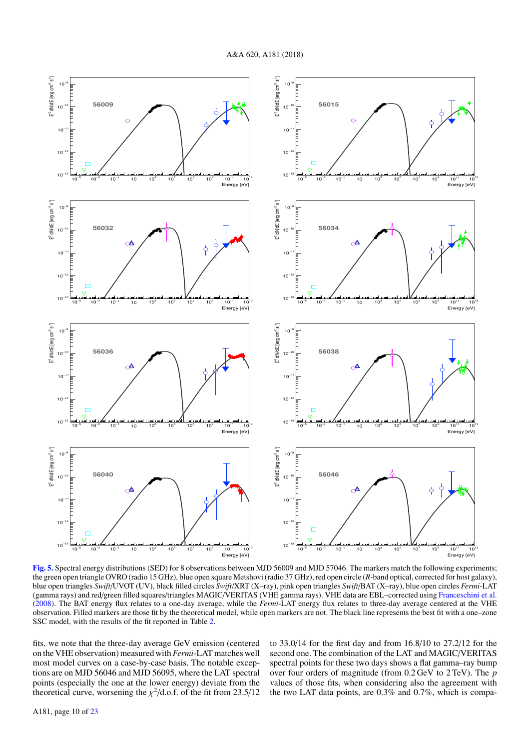**Fig. 5.** Spectral energy distributions (SED) for 8 observations between MJD 56009 and MJD 57046. The markers match the following experiments; the green open triangle OVRO (radio 15 GHz), blue open square Metshovi (radio 37 GHz), red open circle (*R*-band optical, corrected for host galaxy), blue open triangles *Swift*/UVOT (UV), black filled circles *Swift*/XRT (X–ray), pink open triangles *Swift*/BAT (X–ray), blue open circles *Fermi*-LAT (gamma rays) and red/green filled squares/triangles MAGIC/VERITAS (VHE gamma rays). VHE data are EBL–corrected using Franceschini et al. (2008). The BAT energy flux relates to a one-day average, while the *Fermi*-LAT energy flux relates to three-day average centered at the VHE observation. Filled markers are those fit by the theoretical model, while open markers are not. The black line represents the best fit with a one–zone SSC model, with the results of the fit reported in Table 2.

fits, we note that the three-day average GeV emission (centered on the VHE observation) measured with *Fermi*-LAT matches well most model curves on a case-by-case basis. The notable exceptions are on MJD 56046 and MJD 56095, where the LAT spectral points (especially the one at the lower energy) deviate from the theoretical curve, worsening the $\chi^2$/d.o.f. of the fit from 23.5/12 to 33.0/14 for the first day and from 16.8/10 to 27.2/12 for the second one. The combination of the LAT and MAGIC/VERITAS spectral points for these two days shows a flat gamma–ray bump over four orders of magnitude (from 0.2 GeV to 2 TeV). The $p$ values of those fits, when considering also the agreement with the two LAT data points, are 0.3% and 0.7%, which is compa-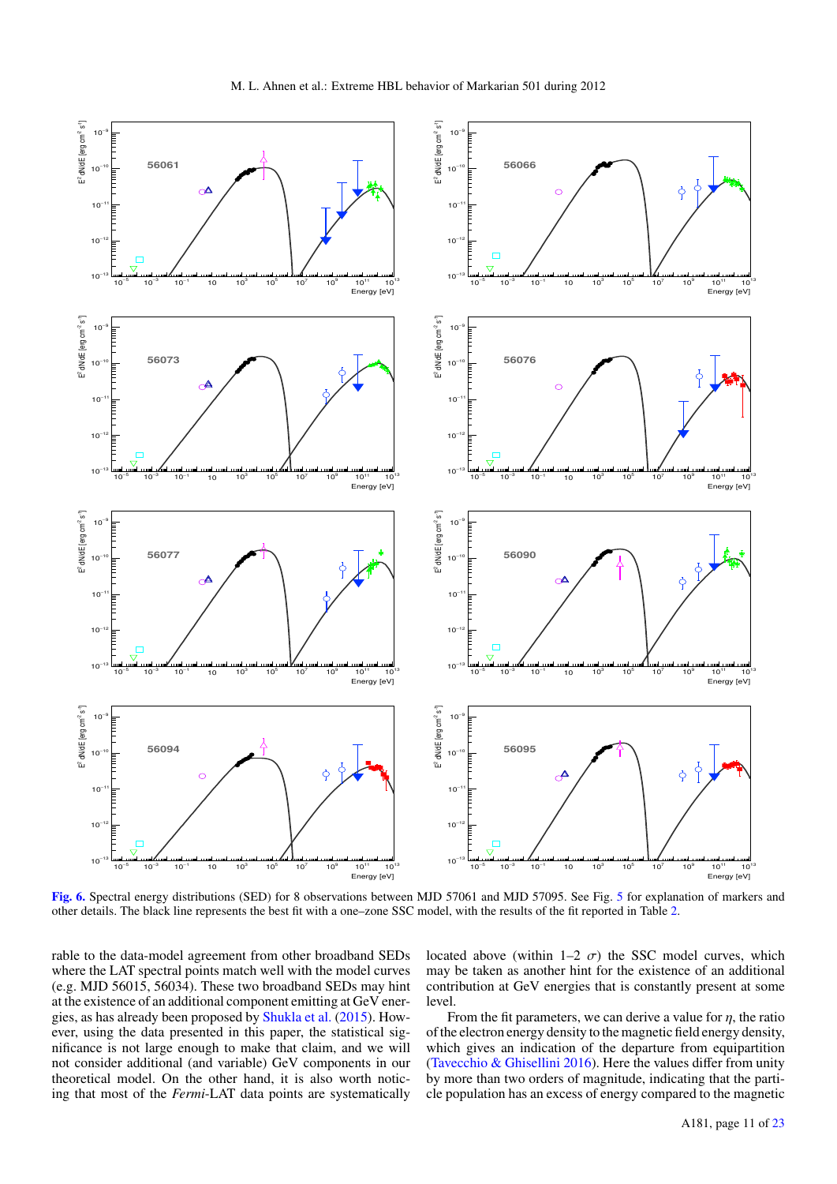**Fig. 6.** Spectral energy distributions (SED) for 8 observations between MJD 57061 and MJD 57095. See Fig. 5 for explanation of markers and other details. The black line represents the best fit with a one–zone SSC model, with the results of the fit reported in Table 2.

rable to the data-model agreement from other broadband SEDs where the LAT spectral points match well with the model curves (e.g. MJD 56015, 56034). These two broadband SEDs may hint at the existence of an additional component emitting at GeV energies, as has already been proposed by Shukla et al. (2015). However, using the data presented in this paper, the statistical significance is not large enough to make that claim, and we will not consider additional (and variable) GeV components in our theoretical model. On the other hand, it is also worth noticing that most of the *Fermi*-LAT data points are systematically located above (within 1–2 $\sigma$) the SSC model curves, which may be taken as another hint for the existence of an additional contribution at GeV energies that is constantly present at some level.

From the fit parameters, we can derive a value for $\eta$, the ratio of the electron energy density to the magnetic field energy density, which gives an indication of the departure from equipartition (Tavecchio & Ghisellini 2016). Here the values differ from unity by more than two orders of magnitude, indicating that the particle population has an excess of energy compared to the magnetic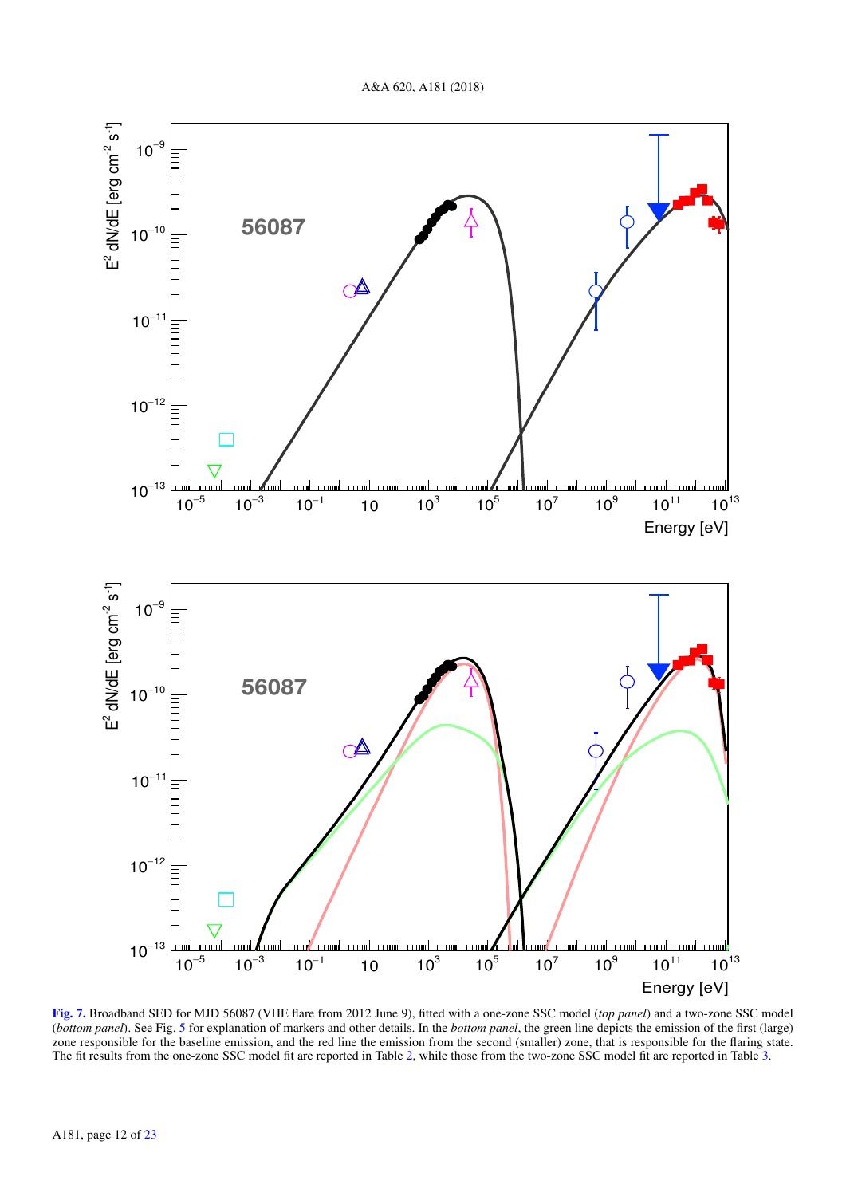**Fig. 7.** Broadband SED for MJD 56087 (VHE flare from 2012 June 9), fitted with a one-zone SSC model (*top panel*) and a two-zone SSC model (*bottom panel*). See Fig. 5 for explanation of markers and other details. In the *bottom panel*, the green line depicts the emission of the first (large) zone responsible for the baseline emission, and the red line the emission from the second (smaller) zone, that is responsible for the flaring state. The fit results from the one-zone SSC model fit are reported in Table 2, while those from the two-zone SSC model fit are reported in Table 3.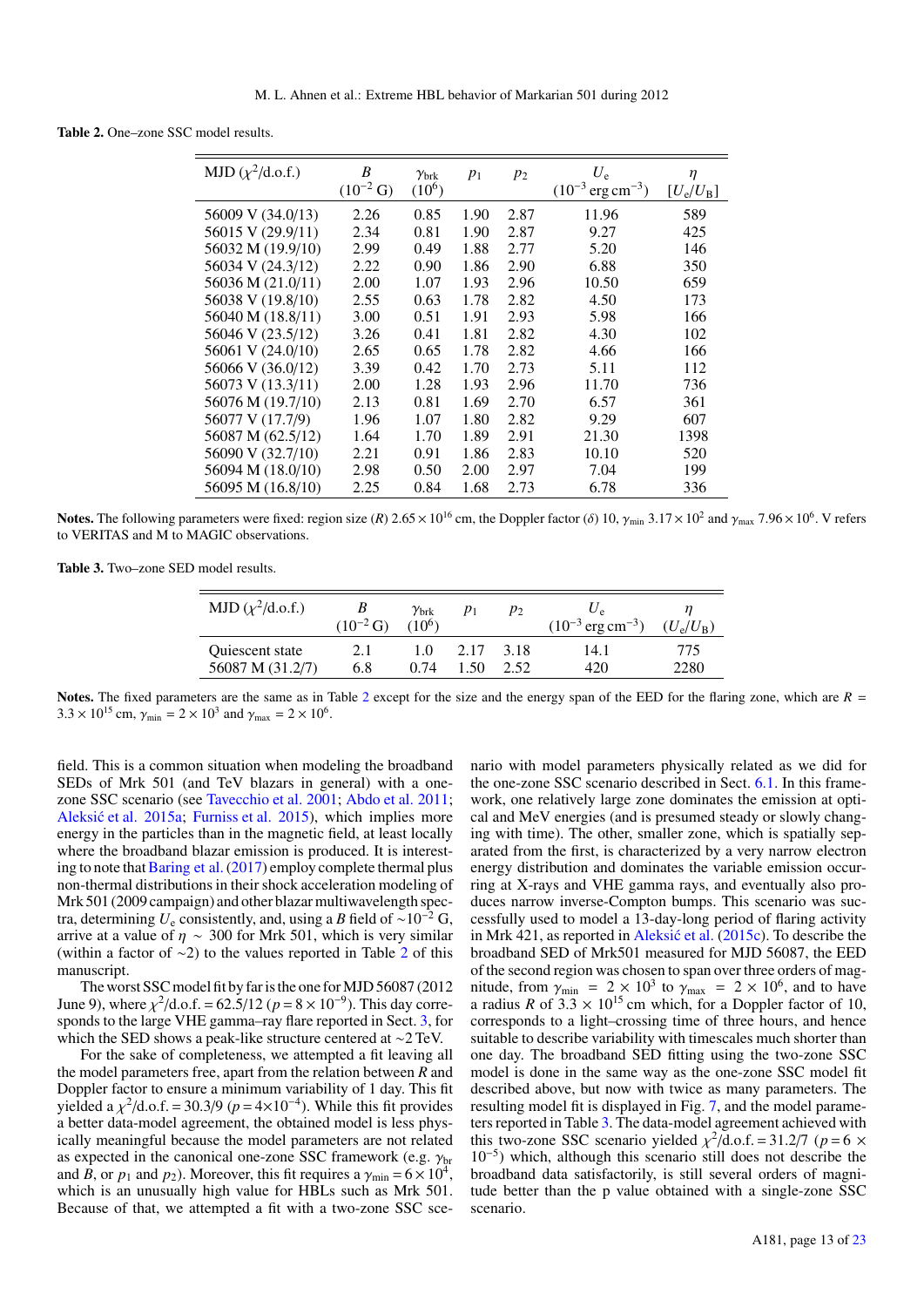**Table 2.** One–zone SSC model results.

| MJD ($\chi^2$/d.o.f.) | $B$ ($10^{-2}$ G) | $\gamma_{\rm brk}$ ($10^6$) | $p_1$ | $p_2$ | $U_e$ ($10^{-3}$ erg cm$^{-3}$) | $\eta$ [$U_e/U_B$] |
|---|---|---|---|---|---|---|
| 56009 V (34.0/13) | 2.26 | 0.85 | 1.90 | 2.87 | 11.96 | 589 |
| 56015 V (29.9/11) | 2.34 | 0.81 | 1.90 | 2.87 | 9.27 | 425 |
| 56032 M (19.9/10) | 2.99 | 0.49 | 1.88 | 2.77 | 5.20 | 146 |
| 56034 V (24.3/12) | 2.22 | 0.90 | 1.86 | 2.90 | 6.88 | 350 |
| 56036 M (21.0/11) | 2.00 | 1.07 | 1.93 | 2.96 | 10.50 | 659 |
| 56038 V (19.8/10) | 2.55 | 0.63 | 1.78 | 2.82 | 4.50 | 173 |
| 56040 M (18.8/11) | 3.00 | 0.51 | 1.91 | 2.93 | 5.98 | 166 |
| 56046 V (23.5/12) | 3.26 | 0.41 | 1.81 | 2.82 | 4.30 | 102 |
| 56061 V (24.0/10) | 2.65 | 0.65 | 1.78 | 2.82 | 4.66 | 166 |
| 56066 V (36.0/12) | 3.39 | 0.42 | 1.70 | 2.73 | 5.11 | 112 |
| 56073 V (13.3/11) | 2.00 | 1.28 | 1.93 | 2.96 | 11.70 | 736 |
| 56076 M (19.7/10) | 2.13 | 0.81 | 1.69 | 2.70 | 6.57 | 361 |
| 56077 V (17.7/9) | 1.96 | 1.07 | 1.80 | 2.82 | 9.29 | 607 |
| 56087 M (62.5/12) | 1.64 | 1.70 | 1.89 | 2.91 | 21.30 | 1398 |
| 56090 V (32.7/10) | 2.21 | 0.91 | 1.86 | 2.83 | 10.10 | 520 |
| 56094 M (18.0/10) | 2.98 | 0.50 | 2.00 | 2.97 | 7.04 | 199 |
| 56095 M (16.8/10) | 2.25 | 0.84 | 1.68 | 2.73 | 6.78 | 336 |

**Notes.** The following parameters were fixed: region size ($R$) $2.65\times10^{16}$ cm, the Doppler factor ($\delta$) 10, $\gamma_{\rm min}$ $3.17\times10^{2}$ and $\gamma_{\rm max}$ $7.96\times10^{6}$. V refers to VERITAS and M to MAGIC observations.

**Table 3.** Two–zone SED model results.

| MJD ($\chi^2$/d.o.f.) | $B$ ($10^{-2}$ G) | $\gamma_{\rm brk}$ ($10^6$) | $p_1$ | $p_2$ | $U_e$ ($10^{-3}$ erg cm$^{-3}$) | $\eta$ ($U_e/U_B$) |
|---|---|---|---|---|---|---|
| Quiescent state | 2.1 | 1.0 | 2.17 | 3.18 | 14.1 | 775 |
| 56087 M (31.2/7) | 6.8 | 0.74 | 1.50 | 2.52 | 420 | 2280 |

**Notes.** The fixed parameters are the same as in Table 2 except for the size and the energy span of the EED for the flaring zone, which are $R$ = $3.3\times10^{15}$ cm, $\gamma_{\rm min} = 2\times10^{3}$ and $\gamma_{\rm max} = 2\times10^{6}$.

field. This is a common situation when modeling the broadband SEDs of Mrk 501 (and TeV blazars in general) with a one-zone SSC scenario (see Tavecchio et al. 2001; Abdo et al. 2011; Aleksić et al. 2015a; Furniss et al. 2015), which implies more energy in the particles than in the magnetic field, at least locally where the broadband blazar emission is produced. It is interesting to note that Baring et al. (2017) employ complete thermal plus non-thermal distributions in their shock acceleration modeling of Mrk 501 (2009 campaign) and other blazar multiwavelength spectra, determining $U_e$ consistently, and, using a $B$ field of $\sim10^{-2}$ G, arrive at a value of $\eta\sim300$ for Mrk 501, which is very similar (within a factor of $\sim$2) to the values reported in Table 2 of this manuscript.

The worst SSC model fit by far is the one for MJD 56087 (2012 June 9), where $\chi^2$/d.o.f. = 62.5/12 ($p = 8\times10^{-9}$). This day corresponds to the large VHE gamma–ray flare reported in Sect. 3, for which the SED shows a peak-like structure centered at $\sim$2 TeV.

For the sake of completeness, we attempted a fit leaving all the model parameters free, apart from the relation between $R$ and Doppler factor to ensure a minimum variability of 1 day. This fit yielded a $\chi^2$/d.o.f. = 30.3/9 ($p = 4\times10^{-4}$). While this fit provides a better data-model agreement, the obtained model is less physically meaningful because the model parameters are not related as expected in the canonical one-zone SSC framework (e.g. $\gamma_{\rm br}$ and $B$, or $p_1$ and $p_2$). Moreover, this fit requires a $\gamma_{\rm min} = 6\times10^{4}$, which is an unusually high value for HBLs such as Mrk 501. Because of that, we attempted a fit with a two-zone SSC scenario with model parameters physically related as we did for the one-zone SSC scenario described in Sect. 6.1. In this framework, one relatively large zone dominates the emission at optical and MeV energies (and is presumed steady or slowly changing with time). The other, smaller zone, which is spatially separated from the first, is characterized by a very narrow electron energy distribution and dominates the variable emission occurring at X-rays and VHE gamma rays, and eventually also produces narrow inverse-Compton bumps. This scenario was successfully used to model a 13-day-long period of flaring activity in Mrk 421, as reported in Aleksić et al. (2015c). To describe the broadband SED of Mrk501 measured for MJD 56087, the EED of the second region was chosen to span over three orders of magnitude, from $\gamma_{\rm min} = 2\times10^{3}$ to $\gamma_{\rm max} = 2\times10^{6}$, and to have a radius $R$ of $3.3\times10^{15}$ cm which, for a Doppler factor of 10, corresponds to a light–crossing time of three hours, and hence suitable to describe variability with timescales much shorter than one day. The broadband SED fitting using the two-zone SSC model is done in the same way as the one-zone SSC model fit described above, but now with twice as many parameters. The resulting model fit is displayed in Fig. 7, and the model parameters reported in Table 3. The data-model agreement achieved with this two-zone SSC scenario yielded $\chi^2$/d.o.f. = 31.2/7 ($p = 6\times10^{-5}$) which, although this scenario still does not describe the broadband data satisfactorily, is still several orders of magnitude better than the p value obtained with a single-zone SSC scenario.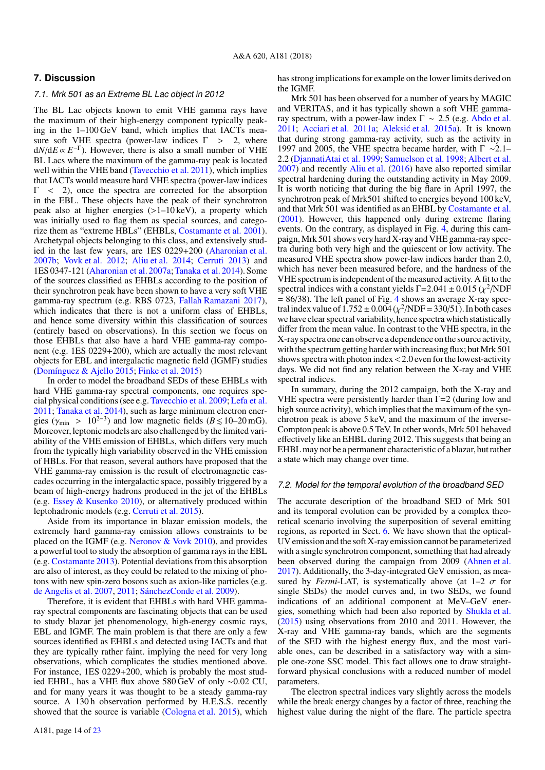## 7. Discussion

### 7.1. Mrk 501 as an Extreme BL Lac object in 2012

The BL Lac objects known to emit VHE gamma rays have the maximum of their high-energy component typically peaking in the 1–100 GeV band, which implies that IACTs measure soft VHE spectra (power-law indices $\Gamma > 2$, where $dN/dE \propto E^{-\Gamma}$). However, there is also a small number of VHE BL Lacs where the maximum of the gamma-ray peak is located well within the VHE band (Tavecchio et al. 2011), which implies that IACTs would measure hard VHE spectra (power-law indices $\Gamma < 2$), once the spectra are corrected for the absorption in the EBL. These objects have the peak of their synchrotron peak also at higher energies (>1–10 keV), a property which was initially used to flag them as special sources, and categorize them as "extreme HBLs" (EHBLs, Costamante et al. 2001). Archetypal objects belonging to this class, and extensively studied in the last few years, are 1ES 0229+200 (Aharonian et al. 2007b; Vovk et al. 2012; Aliu et al. 2014; Cerruti 2013) and 1ES 0347-121 (Aharonian et al. 2007a; Tanaka et al. 2014). Some of the sources classified as EHBLs according to the position of their synchrotron peak have been shown to have a very soft VHE gamma-ray spectrum (e.g. RBS 0723, Fallah Ramazani 2017), which indicates that there is not a uniform class of EHBLs, and hence some diversity within this classification of sources (entirely based on observations). In this section we focus on those EHBLs that also have a hard VHE gamma-ray component (e.g. 1ES 0229+200), which are actually the most relevant objects for EBL and intergalactic magnetic field (IGMF) studies (Domínguez & Ajello 2015; Finke et al. 2015)

In order to model the broadband SEDs of these EHBLs with hard VHE gamma-ray spectral components, one requires special physical conditions (see e.g. Tavecchio et al. 2009; Lefa et al. 2011; Tanaka et al. 2014), such as large minimum electron energies ($\gamma_{\rm min} > 10^{2-3}$) and low magnetic fields ($B \lesssim 10$–20 mG). Moreover, leptonic models are also challenged by the limited variability of the VHE emission of EHBLs, which differs very much from the typically high variability observed in the VHE emission of HBLs. For that reason, several authors have proposed that the VHE gamma-ray emission is the result of electromagnetic cascades occurring in the intergalactic space, possibly triggered by a beam of high-energy hadrons produced in the jet of the EHBLs (e.g. Essey & Kusenko 2010), or alternatively produced within leptohadronic models (e.g. Cerruti et al. 2015).

Aside from its importance in blazar emission models, the extremely hard gamma-ray emission allows constraints to be placed on the IGMF (e.g. Neronov & Vovk 2010), and provides a powerful tool to study the absorption of gamma rays in the EBL (e.g. Costamante 2013). Potential deviations from this absorption are also of interest, as they could be related to the mixing of photons with new spin-zero bosons such as axion-like particles (e.g. de Angelis et al. 2007, 2011; SánchezConde et al. 2009).

Therefore, it is evident that EHBLs with hard VHE gamma-ray spectral components are fascinating objects that can be used to study blazar jet phenomenology, high-energy cosmic rays, EBL and IGMF. The main problem is that there are only a few sources identified as EHBLs and detected using IACTs and that they are typically rather faint. implying the need for very long observations, which complicates the studies mentioned above. For instance, 1ES 0229+200, which is probably the most studied EHBL, has a VHE flux above 580 GeV of only ∼0.02 CU, and for many years it was thought to be a steady gamma-ray source. A 130 h observation performed by H.E.S.S. recently showed that the source is variable (Cologna et al. 2015), which has strong implications for example on the lower limits derived on the IGMF.

Mrk 501 has been observed for a number of years by MAGIC and VERITAS, and it has typically shown a soft VHE gamma-ray spectrum, with a power-law index $\Gamma \sim 2.5$ (e.g. Abdo et al. 2011; Acciari et al. 2011a; Aleksić et al. 2015a). It is known that during strong gamma-ray activity, such as the activity in 1997 and 2005, the VHE spectra became harder, with $\Gamma \sim$2.1–2.2 (DjannatiAtai et al. 1999; Samuelson et al. 1998; Albert et al. 2007) and recently Aliu et al. (2016) have also reported similar spectral hardening during the outstanding activity in May 2009. It is worth noticing that during the big flare in April 1997, the synchrotron peak of Mrk501 shifted to energies beyond 100 keV, and that Mrk 501 was identified as an EHBL by Costamante et al. (2001). However, this happened only during extreme flaring events. On the contrary, as displayed in Fig. 4, during this campaign, Mrk 501 shows very hard X-ray and VHE gamma-ray spectra during both very high and the quiescent or low activity. The measured VHE spectra show power-law indices harder than 2.0, which has never been measured before, and the hardness of the VHE spectrum is independent of the measured activity. A fit to the spectral indices with a constant yields $\Gamma$=2.041 ± 0.015 ($\chi^2$/NDF = 86/38). The left panel of Fig. 4 shows an average X-ray spectral index value of 1.752 ± 0.004 ($\chi^2$/NDF = 330/51). In both cases we have clear spectral variability, hence spectra which statistically differ from the mean value. In contrast to the VHE spectra, in the X-ray spectra one can observe a dependence on the source activity, with the spectrum getting harder with increasing flux; but Mrk 501 shows spectra with photon index < 2.0 even for the lowest-activity days. We did not find any relation between the X-ray and VHE spectral indices.

In summary, during the 2012 campaign, both the X-ray and VHE spectra were persistently harder than $\Gamma$=2 (during low and high source activity), which implies that the maximum of the synchrotron peak is above 5 keV, and the maximum of the inverse-Compton peak is above 0.5 TeV. In other words, Mrk 501 behaved effectively like an EHBL during 2012. This suggests that being an EHBL may not be a permanent characteristic of a blazar, but rather a state which may change over time.

### 7.2. Model for the temporal evolution of the broadband SED

The accurate description of the broadband SED of Mrk 501 and its temporal evolution can be provided by a complex theoretical scenario involving the superposition of several emitting regions, as reported in Sect. 6. We have shown that the optical-UV emission and the soft X-ray emission cannot be parameterized with a single synchrotron component, something that had already been observed during the campaign from 2009 (Ahnen et al. 2017). Additionally, the 3-day-integrated GeV emission, as measured by *Fermi*-LAT, is systematically above (at 1–2 $\sigma$ for single SEDs) the model curves and, in two SEDs, we found indications of an additional component at MeV–GeV energies, something which had been also reported by Shukla et al. (2015) using observations from 2010 and 2011. However, the X-ray and VHE gamma-ray bands, which are the segments of the SED with the highest energy flux, and the most variable ones, can be described in a satisfactory way with a simple one-zone SSC model. This fact allows one to draw straightforward physical conclusions with a reduced number of model parameters.

The electron spectral indices vary slightly across the models while the break energy changes by a factor of three, reaching the highest value during the night of the flare. The particle spectra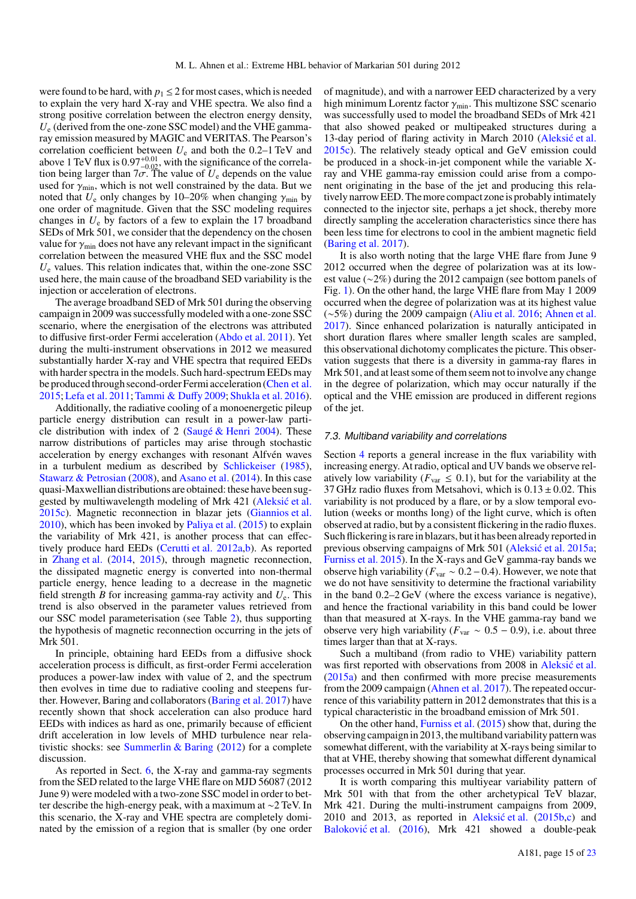were found to be hard, with $p_1 \leq 2$ for most cases, which is needed to explain the very hard X-ray and VHE spectra. We also find a strong positive correlation between the electron energy density, $U_e$ (derived from the one-zone SSC model) and the VHE gamma-ray emission measured by MAGIC and VERITAS. The Pearson's correlation coefficient between $U_e$ and both the 0.2–1 TeV and above 1 TeV flux is $0.97^{+0.01}_{-0.02}$, with the significance of the correlation being larger than $7\sigma$. The value of $U_e$ depends on the value used for $\gamma_{min}$, which is not well constrained by the data. But we noted that $U_e$ only changes by 10–20% when changing $\gamma_{min}$ by one order of magnitude. Given that the SSC modeling requires changes in $U_e$ by factors of a few to explain the 17 broadband SEDs of Mrk 501, we consider that the dependency on the chosen value for $\gamma_{min}$ does not have any relevant impact in the significant correlation between the measured VHE flux and the SSC model $U_e$ values. This relation indicates that, within the one-zone SSC used here, the main cause of the broadband SED variability is the injection or acceleration of electrons.

The average broadband SED of Mrk 501 during the observing campaign in 2009 was successfully modeled with a one-zone SSC scenario, where the energisation of the electrons was attributed to diffusive first-order Fermi acceleration (Abdo et al. 2011). Yet during the multi-instrument observations in 2012 we measured substantially harder X-ray and VHE spectra that required EEDs with harder spectra in the models. Such hard-spectrum EEDs may be produced through second-order Fermi acceleration (Chen et al. 2015; Lefa et al. 2011; Tammi & Duffy 2009; Shukla et al. 2016).

Additionally, the radiative cooling of a monoenergetic pileup particle energy distribution can result in a power-law particle distribution with index of 2 (Saugé & Henri 2004). These narrow distributions of particles may arise through stochastic acceleration by energy exchanges with resonant Alfvén waves in a turbulent medium as described by Schlickeiser (1985), Stawarz & Petrosian (2008), and Asano et al. (2014). In this case quasi-Maxwellian distributions are obtained: these have been suggested by multiwavelength modeling of Mrk 421 (Aleksić et al. 2015c). Magnetic reconnection in blazar jets (Giannios et al. 2010), which has been invoked by Paliya et al. (2015) to explain the variability of Mrk 421, is another process that can effectively produce hard EEDs (Cerutti et al. 2012a,b). As reported in Zhang et al. (2014, 2015), through magnetic reconnection, the dissipated magnetic energy is converted into non-thermal particle energy, hence leading to a decrease in the magnetic field strength $B$ for increasing gamma-ray activity and $U_e$. This trend is also observed in the parameter values inferred from our SSC model parameterisation (see Table 2), thus supporting the hypothesis of magnetic reconnection occurring in the jets of Mrk 501.

In principle, obtaining hard EEDs from a diffusive shock acceleration process is difficult, as first-order Fermi acceleration produces a power-law index with value of 2, and the spectrum then evolves in time due to radiative cooling and steepens further. However, Baring and collaborators (Baring et al. 2017) have recently shown that shock acceleration can also produce hard EEDs with indices as hard as one, primarily because of efficient drift acceleration in low levels of MHD turbulence near relativistic shocks: see Summerlin & Baring (2012) for a complete discussion.

As reported in Sect. 6, the X-ray and gamma-ray segments from the SED related to the large VHE flare on MJD 56087 (2012 June 9) were modeled with a two-zone SSC model in order to better describe the high-energy peak, with a maximum at ~2 TeV. In this scenario, the X-ray and VHE spectra are completely dominated by the emission of a region that is smaller (by one order of magnitude), and with a narrower EED characterized by a very high minimum Lorentz factor $\gamma_{min}$. This multizone SSC scenario was successfully used to model the broadband SEDs of Mrk 421 that also showed peaked or multipeaked structures during a 13-day period of flaring activity in March 2010 (Aleksić et al. 2015c). The relatively steady optical and GeV emission could be produced in a shock-in-jet component while the variable X-ray and VHE gamma-ray emission could arise from a component originating in the base of the jet and producing this relatively narrow EED. The more compact zone is probably intimately connected to the injector site, perhaps a jet shock, thereby more directly sampling the acceleration characteristics since there has been less time for electrons to cool in the ambient magnetic field (Baring et al. 2017).

It is also worth noting that the large VHE flare from June 9 2012 occurred when the degree of polarization was at its lowest value (~2%) during the 2012 campaign (see bottom panels of Fig. 1). On the other hand, the large VHE flare from May 1 2009 occurred when the degree of polarization was at its highest value (~5%) during the 2009 campaign (Aliu et al. 2016; Ahnen et al. 2017). Since enhanced polarization is naturally anticipated in short duration flares where smaller length scales are sampled, this observational dichotomy complicates the picture. This observation suggests that there is a diversity in gamma-ray flares in Mrk 501, and at least some of them seem not to involve any change in the degree of polarization, which may occur naturally if the optical and the VHE emission are produced in different regions of the jet.

### 7.3. Multiband variability and correlations

Section 4 reports a general increase in the flux variability with increasing energy. At radio, optical and UV bands we observe relatively low variability ($F_{var} \leq 0.1$), but for the variability at the 37 GHz radio fluxes from Metsahovi, which is $0.13 \pm 0.02$. This variability is not produced by a flare, or by a slow temporal evolution (weeks or months long) of the light curve, which is often observed at radio, but by a consistent flickering in the radio fluxes. Such flickering is rare in blazars, but it has been already reported in previous observing campaigns of Mrk 501 (Aleksić et al. 2015a; Furniss et al. 2015). In the X-rays and GeV gamma-ray bands we observe high variability ($F_{var} \sim 0.2-0.4$). However, we note that we do not have sensitivity to determine the fractional variability in the band 0.2–2 GeV (where the excess variance is negative), and hence the fractional variability in this band could be lower than that measured at X-rays. In the VHE gamma-ray band we observe very high variability ($F_{var} \sim 0.5-0.9$), i.e. about three times larger than that at X-rays.

Such a multiband (from radio to VHE) variability pattern was first reported with observations from 2008 in Aleksić et al. (2015a) and then confirmed with more precise measurements from the 2009 campaign (Ahnen et al. 2017). The repeated occurrence of this variability pattern in 2012 demonstrates that this is a typical characteristic in the broadband emission of Mrk 501.

On the other hand, Furniss et al. (2015) show that, during the observing campaign in 2013, the multiband variability pattern was somewhat different, with the variability at X-rays being similar to that at VHE, thereby showing that somewhat different dynamical processes occurred in Mrk 501 during that year.

It is worth comparing this multiyear variability pattern of Mrk 501 with that from the other archetypical TeV blazar, Mrk 421. During the multi-instrument campaigns from 2009, 2010 and 2013, as reported in Aleksić et al. (2015b,c) and Baloković et al. (2016), Mrk 421 showed a double-peak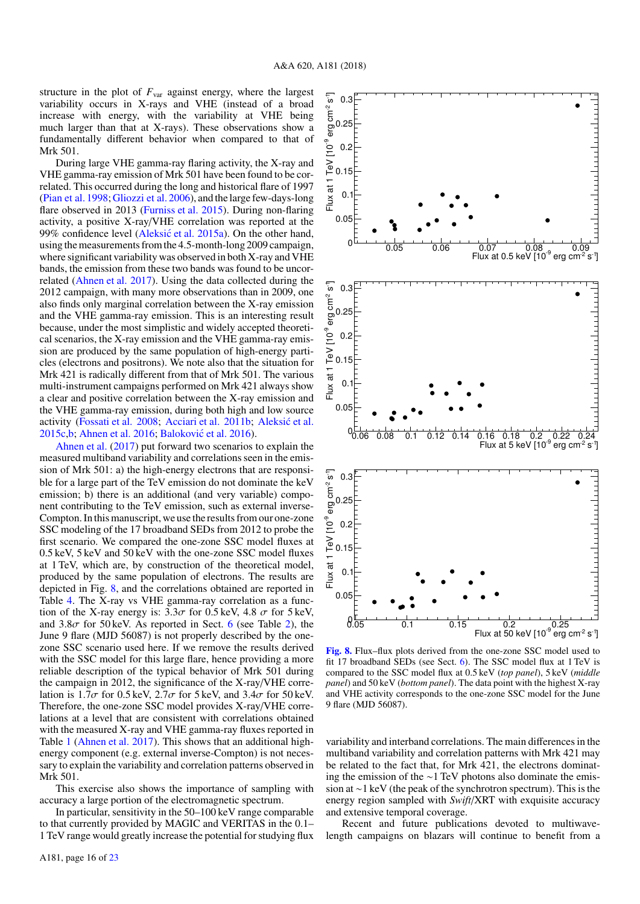structure in the plot of $F_{\rm var}$ against energy, where the largest variability occurs in X-rays and VHE (instead of a broad increase with energy, with the variability at VHE being much larger than that at X-rays). These observations show a fundamentally different behavior when compared to that of Mrk 501.

During large VHE gamma-ray flaring activity, the X-ray and VHE gamma-ray emission of Mrk 501 have been found to be correlated. This occurred during the long and historical flare of 1997 (Pian et al. 1998; Gliozzi et al. 2006), and the large few-days-long flare observed in 2013 (Furniss et al. 2015). During non-flaring activity, a positive X-ray/VHE correlation was reported at the 99% confidence level (Aleksić et al. 2015a). On the other hand, using the measurements from the 4.5-month-long 2009 campaign, where significant variability was observed in both X-ray and VHE bands, the emission from these two bands was found to be uncorrelated (Ahnen et al. 2017). Using the data collected during the 2012 campaign, with many more observations than in 2009, one also finds only marginal correlation between the X-ray emission and the VHE gamma-ray emission. This is an interesting result because, under the most simplistic and widely accepted theoretical scenarios, the X-ray emission and the VHE gamma-ray emission are produced by the same population of high-energy particles (electrons and positrons). We note also that the situation for Mrk 421 is radically different from that of Mrk 501. The various multi-instrument campaigns performed on Mrk 421 always show a clear and positive correlation between the X-ray emission and the VHE gamma-ray emission, during both high and low source activity (Fossati et al. 2008; Acciari et al. 2011b; Aleksić et al. 2015c,b; Ahnen et al. 2016; Baloković et al. 2016).

Ahnen et al. (2017) put forward two scenarios to explain the measured multiband variability and correlations seen in the emission of Mrk 501: a) the high-energy electrons that are responsible for a large part of the TeV emission do not dominate the keV emission; b) there is an additional (and very variable) component contributing to the TeV emission, such as external inverse-Compton. In this manuscript, we use the results from our one-zone SSC modeling of the 17 broadband SEDs from 2012 to probe the first scenario. We compared the one-zone SSC model fluxes at 0.5 keV, 5 keV and 50 keV with the one-zone SSC model fluxes at 1 TeV, which are, by construction of the theoretical model, produced by the same population of electrons. The results are depicted in Fig. 8, and the correlations obtained are reported in Table 4. The X-ray vs VHE gamma-ray correlation as a function of the X-ray energy is: $3.3\sigma$ for 0.5 keV, $4.8\ \sigma$ for 5 keV, and $3.8\sigma$ for 50 keV. As reported in Sect. 6 (see Table 2), the June 9 flare (MJD 56087) is not properly described by the one-zone SSC scenario used here. If we remove the results derived with the SSC model for this large flare, hence providing a more reliable description of the typical behavior of Mrk 501 during the campaign in 2012, the significance of the X-ray/VHE correlation is $1.7\sigma$ for 0.5 keV, $2.7\sigma$ for 5 keV, and $3.4\sigma$ for 50 keV. Therefore, the one-zone SSC model provides X-ray/VHE correlations at a level that are consistent with correlations obtained with the measured X-ray and VHE gamma-ray fluxes reported in Table 1 (Ahnen et al. 2017). This shows that an additional high-energy component (e.g. external inverse-Compton) is not necessary to explain the variability and correlation patterns observed in Mrk 501.

This exercise also shows the importance of sampling with accuracy a large portion of the electromagnetic spectrum.

In particular, sensitivity in the 50–100 keV range comparable to that currently provided by MAGIC and VERITAS in the 0.1–1 TeV range would greatly increase the potential for studying flux variability and interband correlations. The main differences in the multiband variability and correlation patterns with Mrk 421 may be related to the fact that, for Mrk 421, the electrons dominating the emission of the ~1 TeV photons also dominate the emission at ~1 keV (the peak of the synchrotron spectrum). This is the energy region sampled with *Swift*/XRT with exquisite accuracy and extensive temporal coverage.

Recent and future publications devoted to multiwavelength campaigns on blazars will continue to benefit from a

**Fig. 8.** Flux–flux plots derived from the one-zone SSC model used to fit 17 broadband SEDs (see Sect. 6). The SSC model flux at 1 TeV is compared to the SSC model flux at 0.5 keV (*top panel*), 5 keV (*middle panel*) and 50 keV (*bottom panel*). The data point with the highest X-ray and VHE activity corresponds to the one-zone SSC model for the June 9 flare (MJD 56087).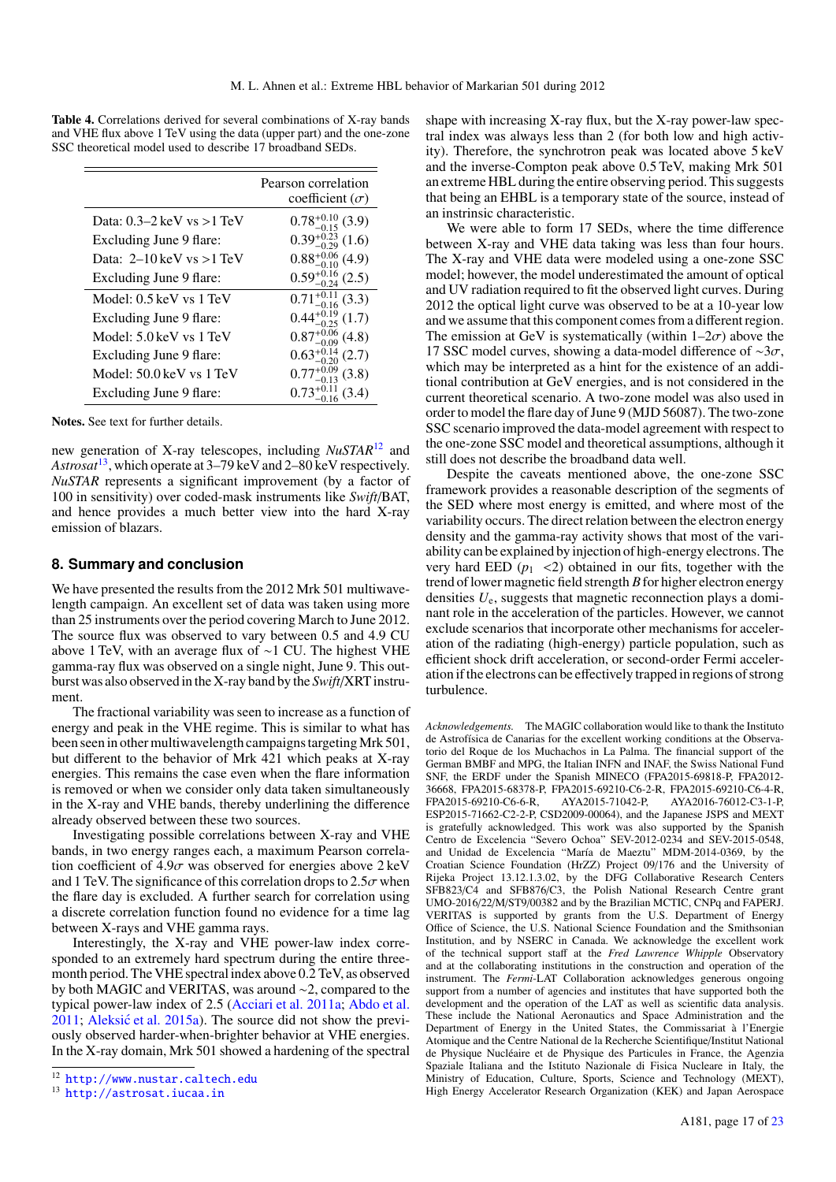**Table 4.** Correlations derived for several combinations of X-ray bands and VHE flux above 1 TeV using the data (upper part) and the one-zone SSC theoretical model used to describe 17 broadband SEDs.

| | Pearson correlation coefficient ($\sigma$) |
|---|---|
| Data: 0.3–2 keV vs >1 TeV | $0.78^{+0.10}_{-0.15}$ (3.9) |
| Excluding June 9 flare: | $0.39^{+0.23}_{-0.29}$ (1.6) |
| Data: 2–10 keV vs >1 TeV | $0.88^{+0.06}_{-0.10}$ (4.9) |
| Excluding June 9 flare: | $0.59^{+0.16}_{-0.24}$ (2.5) |
| Model: 0.5 keV vs 1 TeV | $0.71^{+0.11}_{-0.16}$ (3.3) |
| Excluding June 9 flare: | $0.44^{+0.19}_{-0.25}$ (1.7) |
| Model: 5.0 keV vs 1 TeV | $0.87^{+0.06}_{-0.09}$ (4.8) |
| Excluding June 9 flare: | $0.63^{+0.14}_{-0.20}$ (2.7) |
| Model: 50.0 keV vs 1 TeV | $0.77^{+0.09}_{-0.13}$ (3.8) |
| Excluding June 9 flare: | $0.73^{+0.11}_{-0.16}$ (3.4) |

**Notes.** See text for further details.

new generation of X-ray telescopes, including *NuSTAR*[12] and *Astrosat*[13], which operate at 3–79 keV and 2–80 keV respectively. *NuSTAR* represents a significant improvement (by a factor of 100 in sensitivity) over coded-mask instruments like *Swift*/BAT, and hence provides a much better view into the hard X-ray emission of blazars.

## 8. Summary and conclusion

We have presented the results from the 2012 Mrk 501 multiwavelength campaign. An excellent set of data was taken using more than 25 instruments over the period covering March to June 2012. The source flux was observed to vary between 0.5 and 4.9 CU above 1 TeV, with an average flux of ~1 CU. The highest VHE gamma-ray flux was observed on a single night, June 9. This outburst was also observed in the X-ray band by the *Swift*/XRT instrument.

The fractional variability was seen to increase as a function of energy and peak in the VHE regime. This is similar to what has been seen in other multiwavelength campaigns targeting Mrk 501, but different to the behavior of Mrk 421 which peaks at X-ray energies. This remains the case even when the flare information is removed or when we consider only data taken simultaneously in the X-ray and VHE bands, thereby underlining the difference already observed between these two sources.

Investigating possible correlations between X-ray and VHE bands, in two energy ranges each, a maximum Pearson correlation coefficient of $4.9\sigma$ was observed for energies above 2 keV and 1 TeV. The significance of this correlation drops to $2.5\sigma$ when the flare day is excluded. A further search for correlation using a discrete correlation function found no evidence for a time lag between X-rays and VHE gamma rays.

Interestingly, the X-ray and VHE power-law index corresponded to an extremely hard spectrum during the entire three-month period. The VHE spectral index above 0.2 TeV, as observed by both MAGIC and VERITAS, was around ~2, compared to the typical power-law index of 2.5 (Acciari et al. 2011a; Abdo et al. 2011; Aleksić et al. 2015a). The source did not show the previously observed harder-when-brighter behavior at VHE energies. In the X-ray domain, Mrk 501 showed a hardening of the spectral shape with increasing X-ray flux, but the X-ray power-law spectral index was always less than 2 (for both low and high activity). Therefore, the synchrotron peak was located above 5 keV and the inverse-Compton peak above 0.5 TeV, making Mrk 501 an extreme HBL during the entire observing period. This suggests that being an EHBL is a temporary state of the source, instead of an instrinsic characteristic.

We were able to form 17 SEDs, where the time difference between X-ray and VHE data taking was less than four hours. The X-ray and VHE data were modeled using a one-zone SSC model; however, the model underestimated the amount of optical and UV radiation required to fit the observed light curves. During 2012 the optical light curve was observed to be at a 10-year low and we assume that this component comes from a different region. The emission at GeV is systematically (within 1–$2\sigma$) above the 17 SSC model curves, showing a data-model difference of $\sim 3\sigma$, which may be interpreted as a hint for the existence of an additional contribution at GeV energies, and is not considered in the current theoretical scenario. A two-zone model was also used in order to model the flare day of June 9 (MJD 56087). The two-zone SSC scenario improved the data-model agreement with respect to the one-zone SSC model and theoretical assumptions, although it still does not describe the broadband data well.

Despite the caveats mentioned above, the one-zone SSC framework provides a reasonable description of the segments of the SED where most energy is emitted, and where most of the variability occurs. The direct relation between the electron energy density and the gamma-ray activity shows that most of the variability can be explained by injection of high-energy electrons. The very hard EED ($p_1$ <2) obtained in our fits, together with the trend of lower magnetic field strength $B$ for higher electron energy densities $U_e$, suggests that magnetic reconnection plays a dominant role in the acceleration of the particles. However, we cannot exclude scenarios that incorporate other mechanisms for acceleration of the radiating (high-energy) particle population, such as efficient shock drift acceleration, or second-order Fermi acceleration if the electrons can be effectively trapped in regions of strong turbulence.

*Acknowledgements.* The MAGIC collaboration would like to thank the Instituto de Astrofísica de Canarias for the excellent working conditions at the Observatorio del Roque de los Muchachos in La Palma. The financial support of the German BMBF and MPG, the Italian INFN and INAF, the Swiss National Fund SNF, the ERDF under the Spanish MINECO (FPA2015-69818-P, FPA2012-36668, FPA2015-68378-P, FPA2015-69210-C6-2-R, FPA2015-69210-C6-4-R, FPA2015-69210-C6-6-R, AYA2015-71042-P, AYA2016-76012-C3-1-P, ESP2015-71662-C2-2-P, CSD2009-00064), and the Japanese JSPS and MEXT is gratefully acknowledged. This work was also supported by the Spanish Centro de Excelencia "Severo Ochoa" SEV-2012-0234 and SEV-2015-0548, and Unidad de Excelencia "María de Maeztu" MDM-2014-0369, by the Croatian Science Foundation (HrZZ) Project 09/176 and the University of Rijeka Project 13.12.1.3.02, by the DFG Collaborative Research Centers SFB823/C4 and SFB876/C3, the Polish National Research Centre grant UMO-2016/22/M/ST9/00382 and by the Brazilian MCTIC, CNPq and FAPERJ. VERITAS is supported by grants from the U.S. Department of Energy Office of Science, the U.S. National Science Foundation and the Smithsonian Institution, and by NSERC in Canada. We acknowledge the excellent work of the technical support staff at the *Fred Lawrence Whipple* Observatory and at the collaborating institutions in the construction and operation of the instrument. The *Fermi*-LAT Collaboration acknowledges generous ongoing support from a number of agencies and institutes that have supported both the development and the operation of the LAT as well as scientific data analysis. These include the National Aeronautics and Space Administration and the Department of Energy in the United States, the Commissariat à l'Energie Atomique and the Centre National de la Recherche Scientifique/Institut National de Physique Nucléaire et de Physique des Particules in France, the Agenzia Spaziale Italiana and the Istituto Nazionale di Fisica Nucleare in Italy, the Ministry of Education, Culture, Sports, Science and Technology (MEXT), High Energy Accelerator Research Organization (KEK) and Japan Aerospace

[12] http://www.nustar.caltech.edu

[13] http://astrosat.iucaa.in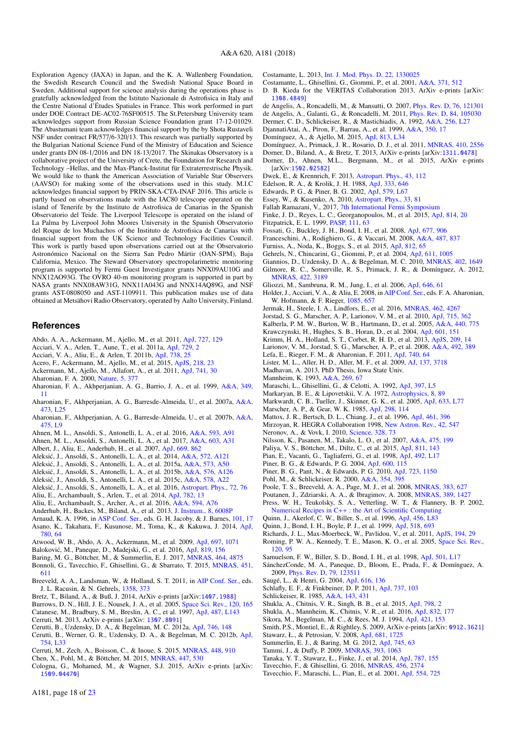Exploration Agency (JAXA) in Japan, and the K. A. Wallenberg Foundation, the Swedish Research Council and the Swedish National Space Board in Sweden. Additional support for science analysis during the operations phase is gratefully acknowledged from the Istituto Nazionale di Astrofisica in Italy and the Centre National d'Études Spatiales in France. This work performed in part under DOE Contract DE-AC02-76SF00515. The St.Petersburg University team acknowledges support from Russian Science Foundation grant 17-12-01029. The Abastumani team acknowledges financial support by the by the Shota Rustaveli NSF under contract FR/577/6-320/13. This research was partially supported by the Bulgarian National Science Fund of the Ministry of Education and Science under grants DN 08-1/2016 and DN 18-13/2017. The Skinakas Observatory is a collaborative project of the University of Crete, the Foundation for Research and Technology –Hellas, and the Max-Planck-Institut für Extraterrestrische Physik. We would like to thank the American Association of Variable Star Observers (AAVSO) for making some of the observations used in this study. M.I.C acknowledges financial support by PRIN-SKA-CTA-INAF 2016. This article is partly based on observations made with the IAC80 telescope operated on the island of Tenerife by the Instituto de Astrofisica de Canarias in the Spanish Observatorio del Teide. The Liverpool Telescope is operated on the island of La Palma by Liverpool John Moores University in the Spanish Observatorio del Roque de los Muchachos of the Instituto de Astrofisica de Canarias with financial support from the UK Science and Technology Facilities Council. This work is partly based upon observations carried out at the Observatorio Astronómico Nacional on the Sierra San Pedro Mártir (OAN-SPM), Baja California, Mexico. The Steward Observatory spectropolarimetric monitoring program is supported by Fermi Guest Investigator grants NNX09AU10G and NNX12AO93G. The OVRO 40-m monitoring program is supported in part by NASA grants NNX08AW31G, NNX11A043G and NNX14AQ89G, and NSF grants AST-0808050 and AST-1109911. This publication makes use of data obtained at Metsähovi Radio Observatory, operated by Aalto University, Finland.

## References

Abdo, A. A., Ackermann, M., Ajello, M., et al. 2011, ApJ, 727, 129
Acciari, V. A., Arlen, T., Aune, T., et al. 2011a, ApJ, 729, 2
Acciari, V. A., Aliu, E., & Arlen, T. 2011b, ApJ, 738, 25
Acero, F., Ackermann, M., Ajello, M., et al. 2015, ApJS, 218, 23
Ackermann, M., Ajello, M., Allafort, A., et al. 2011, ApJ, 741, 30
Aharonian, F. A. 2000, Nature, 5, 377
Aharonian, F. A., Akhperjanian, A. G., Barrio, J. A., et al. 1999, A&A, 349, 11
Aharonian, F., Akhperjanian, A. G., Barresde-Almeida, U., et al. 2007a, A&A, 473, L25
Aharonian, F., Akhperjanian, A. G., Barresde-Almeida, U., et al. 2007b, A&A, 475, L9
Ahnen, M. L., Ansoldi, S., Antonelli, L. A., et al. 2016, A&A, 593, A91
Ahnen, M. L., Ansoldi, S., Antonelli, L. A., et al. 2017, A&A, 603, A31
Albert, J., Aliu, E., Anderhub, H., et al. 2007, ApJ, 669, 862
Aleksić, J., Ansoldi, S., Antonelli, L. A., et al. 2014, A&A, 572, A121
Aleksić, J., Ansoldi, S., Antonelli, L. A., et al. 2015a, A&A, 573, A50
Aleksić, J., Ansoldi, S., Antonelli, L. A., et al. 2015b, A&A, 576, A126
Aleksić, J., Ansoldi, S., Antonelli, L. A., et al. 2015c, A&A, 578, A22
Aleksić, J., Ansoldi, S., Antonelli, L. A., et al. 2016, Astropart. Phys., 72, 76
Aliu, E., Archambault, S., Arlen, T., et al. 2014, ApJ, 782, 13
Aliu, E., Archambault, S., Archer, A., et al. 2016, A&A, 594, A76
Anderhub, H., Backes, M., Biland, A., et al. 2013, J. Instrum., 8, 6008P
Arnaud, K. A. 1996, in ASP Conf. Ser., eds. G. H. Jacoby, & J. Barnes, 101, 17
Asano, K., Takahara, F., Kusunose, M., Toma, K., & Kakuwa, J. 2014, ApJ, 780, 64
Atwood, W. B., Abdo, A. A., Ackermann, M., et al. 2009, ApJ, 697, 1071
Baloković, M., Paneque, D., Madejski, G., et al. 2016, ApJ, 819, 156
Baring, M. G., Böttcher, M., & Summerlin, E. J. 2017, MNRAS, 464, 4875
Bonnoli, G., Tavecchio, F., Ghisellini, G., & Sbarrato, T. 2015, MNRAS, 451, 611
Breeveld, A. A., Landsman, W., & Holland, S. T. 2011, in AIP Conf. Ser., eds. J. L. Racusin, & N. Gehrels, 1358, 373
Bretz, T., Biland, A., & Buß, J. 2014, ArXiv e-prints [arXiv:1407.1988]
Burrows, D. N., Hill, J. E., Nousek, J. A., et al. 2005, Space Sci. Rev., 120, 165
Catanese, M., Bradbury, S. M., Breslin, A. C., et al. 1997, ApJ, 487, L143
Cerruti, M. 2013, ArXiv e-prints [arXiv: 1307.8091]
Cerutti, B., Uzdensky, D. A., & Begelman, M. C. 2012a, ApJ, 746, 148
Cerutti, B., Werner, G. R., Uzdensky, D. A., & Begelman, M. C. 2012b, ApJ, 754, L33
Cerruti, M., Zech, A., Boisson, C., & Inoue, S. 2015, MNRAS, 448, 910
Chen, X., Pohl, M., & Böttcher, M. 2015, MNRAS, 447, 530
Cologna, G., Mohamed, M., & Wagner, S.J. 2015, ArXiv e-prints [arXiv: 1509.04470]
Costamante, L. 2013, Int. J. Mod. Phys. D, 22, 1330025
Costamante, L., Ghisellini, G., Giommi, P., et al. 2001, A&A, 371, 512
D. B. Kieda for the VERITAS Collaboration 2013, ArXiv e-prints [arXiv: 1308.4849]
de Angelis, A., Roncadelli, M., & Mansutti, O. 2007, Phys. Rev. D, 76, 121301
de Angelis, A., Galanti, G., & Roncadelli, M. 2011, Phys. Rev. D, 84, 105030
Dermer, C. D., Schlickeiser, R., & Mastichiadis, A. 1992, A&A, 256, L27
DjannatiAtai, A., Piron, F., Barrau, A., et al. 1999, A&A, 350, 17
Domínguez, A., & Ajello, M. 2015, ApJ, 813, L34
Domínguez, A., Primack, J. R., Rosario, D. J., et al. 2011, MNRAS, 410, 2556
Dorner, D., Biland, A., & Bretz, T. 2013, ArXiv e-prints [arXiv:1311.0478]
Dorner, D., Ahnen, M.L., Bergmann, M., et al. 2015, ArXiv e-prints [arXiv:1502.02582]
Dwek, E., & Krennrich, F. 2013, Astropart. Phys., 43, 112
Edelson, R. A., & Krolik, J. H. 1988, ApJ, 333, 646
Edwards, P. G., & Piner, B. G. 2002, ApJ, 579, L67
Essey, W., & Kusenko, A. 2010, Astropart. Phys., 33, 81
Fallah Ramazani, V., 2017, 7th International Fermi Symposium
Finke, J. D., Reyes, L. C., Georganopoulos, M., et al. 2015, ApJ, 814, 20
Fitzpatrick, E. L. 1999, PASP, 111, 63
Fossati, G., Buckley, J. H., Bond, I. H., et al. 2008, ApJ, 677, 906
Franceschini, A., Rodighiero, G., & Vaccari, M. 2008, A&A, 487, 837
Furniss, A., Noda, K., Boggs, S., et al. 2015, ApJ, 812, 65
Gehrels, N., Chincarini, G., Giommi, P., et al. 2004, ApJ, 611, 1005
Giannios, D., Uzdensky, D. A., & Begelman, M. C. 2010, MNRAS, 402, 1649
Gilmore, R. C., Somerville, R. S., Primack, J. R., & Domínguez, A. 2012, MNRAS, 422, 3189
Gliozzi, M., Sambruna, R. M., Jung, I., et al. 2006, ApJ, 646, 61
Holder, J., Acciari, V. A., & Aliu, E. 2008, in AIP Conf. Ser., eds. F. A. Aharonian, W. Hofmann, & F. Rieger, 1085, 657
Jermak, H., Steele, I. A., Lindfors, E., et al. 2016, MNRAS, 462, 4267
Jorstad, S. G., Marscher, A. P., Larionov, V. M., et al. 2010, ApJ, 715, 362
Kalberla, P. M. W., Burton, W. B., Hartmann, D., et al. 2005, A&A, 440, 775
Krawczynski, H., Hughes, S. B., Horan, D., et al. 2004, ApJ, 601, 151
Krimm, H. A., Holland, S. T., Corbet, R. H. D., et al. 2013, ApJS, 209, 14
Larionov, V. M., Jorstad, S. G., Marscher, A. P., et al. 2008, A&A, 492, 389
Lefa, E., Rieger, F. M., & Aharonian, F. 2011, ApJ, 740, 64
Lister, M. L., Aller, H. D., Aller, M. F., et al. 2009, AJ, 137, 3718
Madhavan, A. 2013, PhD Thesis, Iowa State Univ.
Mannheim, K. 1993, A&A, 269, 67
Maraschi, L., Ghisellini, G., & Celotti, A. 1992, ApJ, 397, L5
Markaryan, B. E., & Lipovetskii, V. A. 1972, Astrophysics, 8, 89
Markwardt, C. B., Tueller, J., Skinner, G. K., et al. 2005, ApJ, 633, L77
Marscher, A. P., & Gear, W. K. 1985, ApJ, 298, 114
Mattox, J. R., Bertsch, D. L., Chiang, J., et al. 1996, ApJ, 461, 396
Mirzoyan, R. HEGRA Collaboration 1998, New Astron. Rev., 42, 547
Neronov, A., & Vovk, I. 2010, Science, 328, 73
Nilsson, K., Pasanen, M., Takalo, L. O., et al. 2007, A&A, 475, 199
Paliya, V. S., Böttcher, M., Diltz, C., et al. 2015, ApJ, 811, 143
Pian, E., Vacanti, G., Tagliaferri, G., et al. 1998, ApJ, 492, L17
Piner, B. G., & Edwards, P. G. 2004, ApJ, 600, 115
Piner, B. G., Pant, N., & Edwards, P. G. 2010, ApJ, 723, 1150
Pohl, M., & Schlickeiser, R. 2000, A&A, 354, 395
Poole, T. S., Breeveld, A. A., Page, M. J., et al. 2008, MNRAS, 383, 627
Poutanen, J., Zdziarski, A. A., & Ibragimov, A. 2008, MNRAS, 389, 1427
Press, W. H., Teukolsky, S. A., Vetterling, W. T., & Flannery, B. P. 2002, Numerical Recipes in C++ : the Art of Scientific Computing
Quinn, J., Akerlof, C. W., Biller, S., et al. 1996, ApJ, 456, L83
Quinn, J., Bond, I. H., Boyle, P. J., et al. 1999, ApJ, 518, 693
Richards, J. L., Max-Moerbeck, W., Pavlidou, V., et al. 2011, ApJS, 194, 29
Roming, P. W. A., Kennedy, T. E., Mason, K. O., et al. 2005, Space Sci. Rev., 120, 95
Samuelson, F. W., Biller, S. D., Bond, I. H., et al. 1998, ApJ, 501, L17
SánchezConde, M. A., Paneque, D., Bloom, E., Prada, F., & Domínguez, A. 2009, Phys. Rev. D, 79, 123511
Saugé, L., & Henri, G. 2004, ApJ, 616, 136
Schlafly, E. F., & Finkbeiner, D. P. 2011, ApJ, 737, 103
Schlickeiser, R. 1985, A&A, 143, 431
Shukla, A., Chitnis, V. R., Singh, B. B., et al. 2015, ApJ, 798, 2
Shukla, A., Mannheim, K., Chitnis, V. R., et al. 2016, ApJ, 832, 177
Sikora, M., Begelman, M. C., & Rees, M. J. 1994, ApJ, 421, 153
Smith, P.S., Montiel, E., & Rightley, S. 2009, ArXiv e-prints [arXiv:0912.3621]
Stawarz, Ł., & Petrosian, V. 2008, ApJ, 681, 1725
Summerlin, E. J., & Baring, M. G. 2012, ApJ, 745, 63
Tammi, J., & Duffy, P. 2009, MNRAS, 393, 1063
Tanaka, Y. T., Stawarz, Ł., Finke, J., et al. 2014, ApJ, 787, 155
Tavecchio, F., & Ghisellini, G. 2016, MNRAS, 456, 2374
Tavecchio, F., Maraschi, L., Pian, E., et al. 2001, ApJ, 554, 725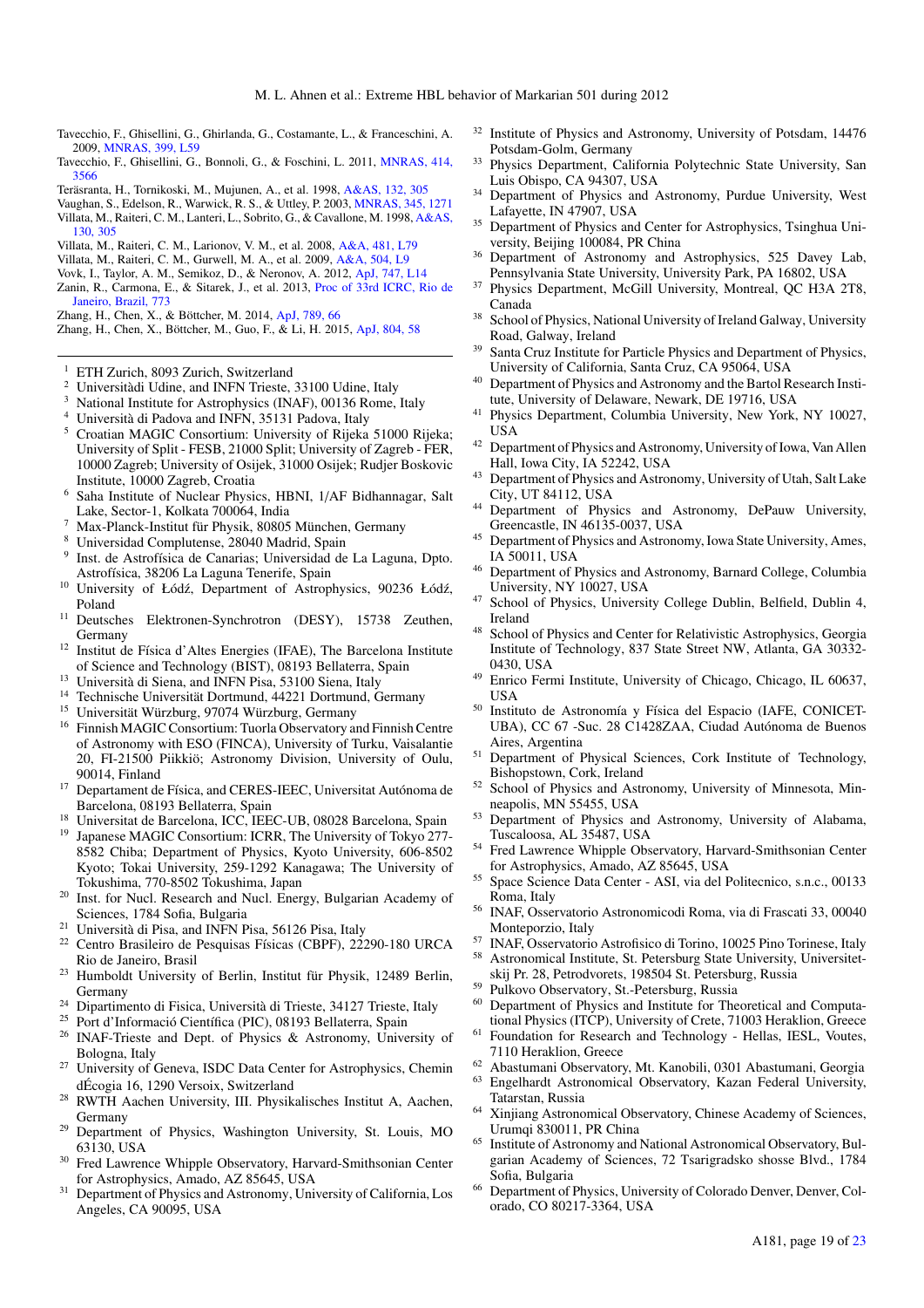Tavecchio, F., Ghisellini, G., Ghirlanda, G., Costamante, L., & Franceschini, A. 2009, MNRAS, 399, L59

Tavecchio, F., Ghisellini, G., Bonnoli, G., & Foschini, L. 2011, MNRAS, 414, 3566

Teräsranta, H., Tornikoski, M., Mujunen, A., et al. 1998, A&AS, 132, 305

Vaughan, S., Edelson, R., Warwick, R. S., & Uttley, P. 2003, MNRAS, 345, 1271

Villata, M., Raiteri, C. M., Lanteri, L., Sobrito, G., & Cavallone, M. 1998, A&AS, 130, 305

Villata, M., Raiteri, C. M., Larionov, V. M., et al. 2008, A&A, 481, L79

Villata, M., Raiteri, C. M., Gurwell, M. A., et al. 2009, A&A, 504, L9

Vovk, I., Taylor, A. M., Semikoz, D., & Neronov, A. 2012, ApJ, 747, L14

Zanin, R., Carmona, E., & Sitarek, J., et al. 2013, Proc of 33rd ICRC, Rio de Janeiro, Brazil, 773

Zhang, H., Chen, X., & Böttcher, M. 2014, ApJ, 789, 66

Zhang, H., Chen, X., Böttcher, M., Guo, F., & Li, H. 2015, ApJ, 804, 58

---

[1] ETH Zurich, 8093 Zurich, Switzerland
[2] Universitàdi Udine, and INFN Trieste, 33100 Udine, Italy
[3] National Institute for Astrophysics (INAF), 00136 Rome, Italy
[4] Università di Padova and INFN, 35131 Padova, Italy
[5] Croatian MAGIC Consortium: University of Rijeka 51000 Rijeka; University of Split - FESB, 21000 Split; University of Zagreb - FER, 10000 Zagreb; University of Osijek, 31000 Osijek; Rudjer Boskovic Institute, 10000 Zagreb, Croatia
[6] Saha Institute of Nuclear Physics, HBNI, 1/AF Bidhannagar, Salt Lake, Sector-1, Kolkata 700064, India
[7] Max-Planck-Institut für Physik, 80805 München, Germany
[8] Universidad Complutense, 28040 Madrid, Spain
[9] Inst. de Astrofísica de Canarias; Universidad de La Laguna, Dpto. Astrofísica, 38206 La Laguna Tenerife, Spain
[10] University of Łódź, Department of Astrophysics, 90236 Łódź, Poland
[11] Deutsches Elektronen-Synchrotron (DESY), 15738 Zeuthen, Germany
[12] Institut de Física d'Altes Energies (IFAE), The Barcelona Institute of Science and Technology (BIST), 08193 Bellaterra, Spain
[13] Università di Siena, and INFN Pisa, 53100 Siena, Italy
[14] Technische Universität Dortmund, 44221 Dortmund, Germany
[15] Universität Würzburg, 97074 Würzburg, Germany
[16] Finnish MAGIC Consortium: Tuorla Observatory and Finnish Centre of Astronomy with ESO (FINCA), University of Turku, Vaisalantie 20, FI-21500 Piikkiö; Astronomy Division, University of Oulu, 90014, Finland
[17] Departament de Física, and CERES-IEEC, Universitat Autónoma de Barcelona, 08193 Bellaterra, Spain
[18] Universitat de Barcelona, ICC, IEEC-UB, 08028 Barcelona, Spain
[19] Japanese MAGIC Consortium: ICRR, The University of Tokyo 277-8582 Chiba; Department of Physics, Kyoto University, 606-8502 Kyoto; Tokai University, 259-1292 Kanagawa; The University of Tokushima, 770-8502 Tokushima, Japan
[20] Inst. for Nucl. Research and Nucl. Energy, Bulgarian Academy of Sciences, 1784 Sofia, Bulgaria
[21] Università di Pisa, and INFN Pisa, 56126 Pisa, Italy
[22] Centro Brasileiro de Pesquisas Físicas (CBPF), 22290-180 URCA Rio de Janeiro, Brasil
[23] Humboldt University of Berlin, Institut für Physik, 12489 Berlin, Germany
[24] Dipartimento di Fisica, Università di Trieste, 34127 Trieste, Italy
[25] Port d'Informació Científica (PIC), 08193 Bellaterra, Spain
[26] INAF-Trieste and Dept. of Physics & Astronomy, University of Bologna, Italy
[27] University of Geneva, ISDC Data Center for Astrophysics, Chemin dÉcogia 16, 1290 Versoix, Switzerland
[28] RWTH Aachen University, III. Physikalisches Institut A, Aachen, Germany
[29] Department of Physics, Washington University, St. Louis, MO 63130, USA
[30] Fred Lawrence Whipple Observatory, Harvard-Smithsonian Center for Astrophysics, Amado, AZ 85645, USA
[31] Department of Physics and Astronomy, University of California, Los Angeles, CA 90095, USA
[32] Institute of Physics and Astronomy, University of Potsdam, 14476 Potsdam-Golm, Germany
[33] Physics Department, California Polytechnic State University, San Luis Obispo, CA 94307, USA
[34] Department of Physics and Astronomy, Purdue University, West Lafayette, IN 47907, USA
[35] Department of Physics and Center for Astrophysics, Tsinghua University, Beijing 100084, PR China
[36] Department of Astronomy and Astrophysics, 525 Davey Lab, Pennsylvania State University, University Park, PA 16802, USA
[37] Physics Department, McGill University, Montreal, QC H3A 2T8, Canada
[38] School of Physics, National University of Ireland Galway, University Road, Galway, Ireland
[39] Santa Cruz Institute for Particle Physics and Department of Physics, University of California, Santa Cruz, CA 95064, USA
[40] Department of Physics and Astronomy and the Bartol Research Institute, University of Delaware, Newark, DE 19716, USA
[41] Physics Department, Columbia University, New York, NY 10027, USA
[42] Department of Physics and Astronomy, University of Iowa, Van Allen Hall, Iowa City, IA 52242, USA
[43] Department of Physics and Astronomy, University of Utah, Salt Lake City, UT 84112, USA
[44] Department of Physics and Astronomy, DePauw University, Greencastle, IN 46135-0037, USA
[45] Department of Physics and Astronomy, Iowa State University, Ames, IA 50011, USA
[46] Department of Physics and Astronomy, Barnard College, Columbia University, NY 10027, USA
[47] School of Physics, University College Dublin, Belfield, Dublin 4, Ireland
[48] School of Physics and Center for Relativistic Astrophysics, Georgia Institute of Technology, 837 State Street NW, Atlanta, GA 30332-0430, USA
[49] Enrico Fermi Institute, University of Chicago, Chicago, IL 60637, USA
[50] Instituto de Astronomía y Física del Espacio (IAFE, CONICET-UBA), CC 67 -Suc. 28 C1428ZAA, Ciudad Autónoma de Buenos Aires, Argentina
[51] Department of Physical Sciences, Cork Institute of Technology, Bishopstown, Cork, Ireland
[52] School of Physics and Astronomy, University of Minnesota, Minneapolis, MN 55455, USA
[53] Department of Physics and Astronomy, University of Alabama, Tuscaloosa, AL 35487, USA
[54] Fred Lawrence Whipple Observatory, Harvard-Smithsonian Center for Astrophysics, Amado, AZ 85645, USA
[55] Space Science Data Center - ASI, via del Politecnico, s.n.c., 00133 Roma, Italy
[56] INAF, Osservatorio Astronomicodi Roma, via di Frascati 33, 00040 Monteporzio, Italy
[57] INAF, Osservatorio Astrofisico di Torino, 10025 Pino Torinese, Italy
[58] Astronomical Institute, St. Petersburg State University, Universitetskij Pr. 28, Petrodvorets, 198504 St. Petersburg, Russia
[59] Pulkovo Observatory, St.-Petersburg, Russia
[60] Department of Physics and Institute for Theoretical and Computational Physics (ITCP), University of Crete, 71003 Heraklion, Greece
[61] Foundation for Research and Technology - Hellas, IESL, Voutes, 7110 Heraklion, Greece
[62] Abastumani Observatory, Mt. Kanobili, 0301 Abastumani, Georgia
[63] Engelhardt Astronomical Observatory, Kazan Federal University, Tatarstan, Russia
[64] Xinjiang Astronomical Observatory, Chinese Academy of Sciences, Urumqi 830011, PR China
[65] Institute of Astronomy and National Astronomical Observatory, Bulgarian Academy of Sciences, 72 Tsarigradsko shosse Blvd., 1784 Sofia, Bulgaria
[66] Department of Physics, University of Colorado Denver, Denver, Colorado, CO 80217-3364, USA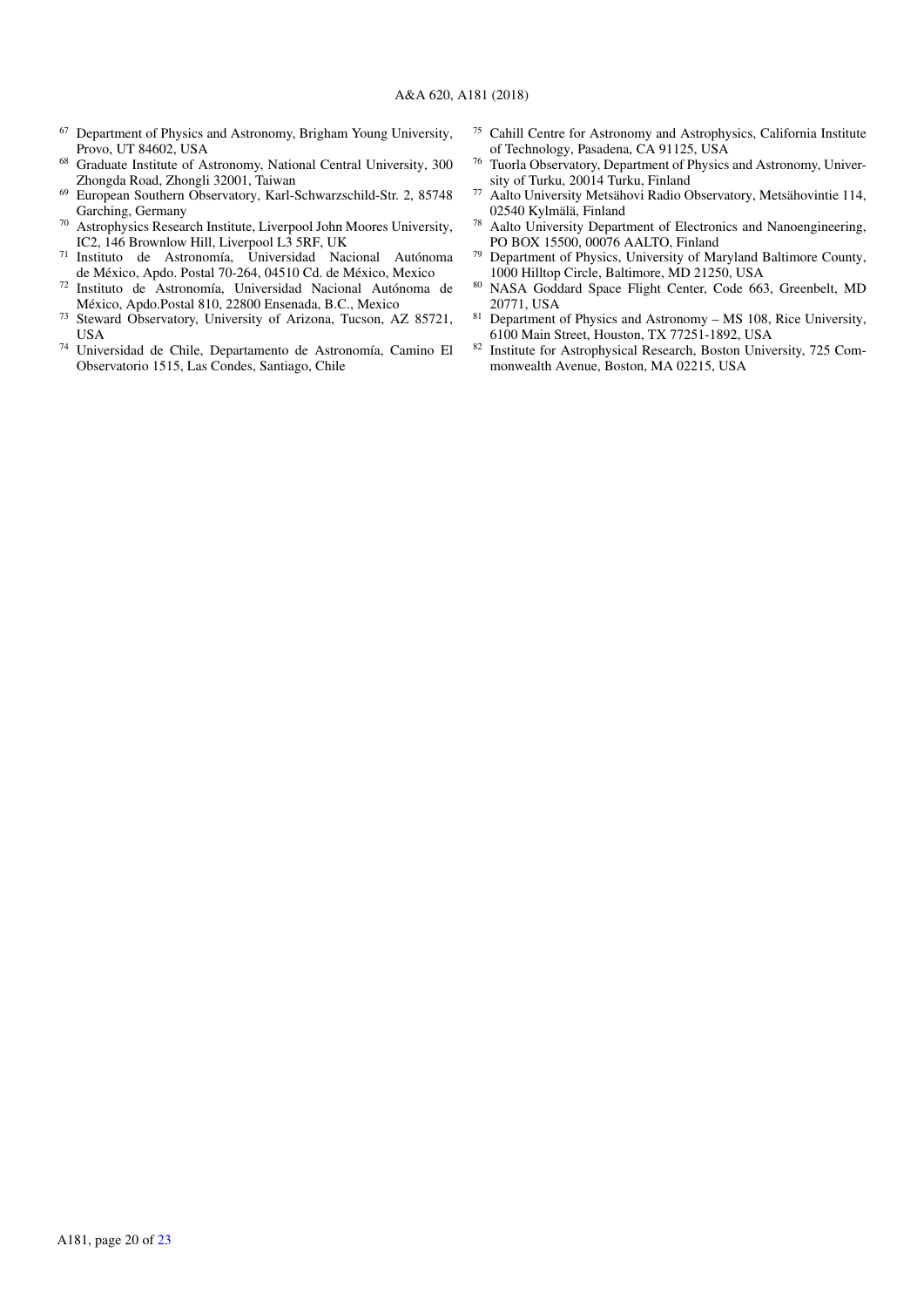[67] Department of Physics and Astronomy, Brigham Young University, Provo, UT 84602, USA

[68] Graduate Institute of Astronomy, National Central University, 300 Zhongda Road, Zhongli 32001, Taiwan

[69] European Southern Observatory, Karl-Schwarzschild-Str. 2, 85748 Garching, Germany

[70] Astrophysics Research Institute, Liverpool John Moores University, IC2, 146 Brownlow Hill, Liverpool L3 5RF, UK

[71] Instituto de Astronomía, Universidad Nacional Autónoma de México, Apdo. Postal 70-264, 04510 Cd. de México, Mexico

[72] Instituto de Astronomía, Universidad Nacional Autónoma de México, Apdo.Postal 810, 22800 Ensenada, B.C., Mexico

[73] Steward Observatory, University of Arizona, Tucson, AZ 85721, USA

[74] Universidad de Chile, Departamento de Astronomía, Camino El Observatorio 1515, Las Condes, Santiago, Chile

[75] Cahill Centre for Astronomy and Astrophysics, California Institute of Technology, Pasadena, CA 91125, USA

[76] Tuorla Observatory, Department of Physics and Astronomy, University of Turku, 20014 Turku, Finland

[77] Aalto University Metsähovi Radio Observatory, Metsähovintie 114, 02540 Kylmälä, Finland

[78] Aalto University Department of Electronics and Nanoengineering, PO BOX 15500, 00076 AALTO, Finland

[79] Department of Physics, University of Maryland Baltimore County, 1000 Hilltop Circle, Baltimore, MD 21250, USA

[80] NASA Goddard Space Flight Center, Code 663, Greenbelt, MD 20771, USA

[81] Department of Physics and Astronomy – MS 108, Rice University, 6100 Main Street, Houston, TX 77251-1892, USA

[82] Institute for Astrophysical Research, Boston University, 725 Commonwealth Avenue, Boston, MA 02215, USA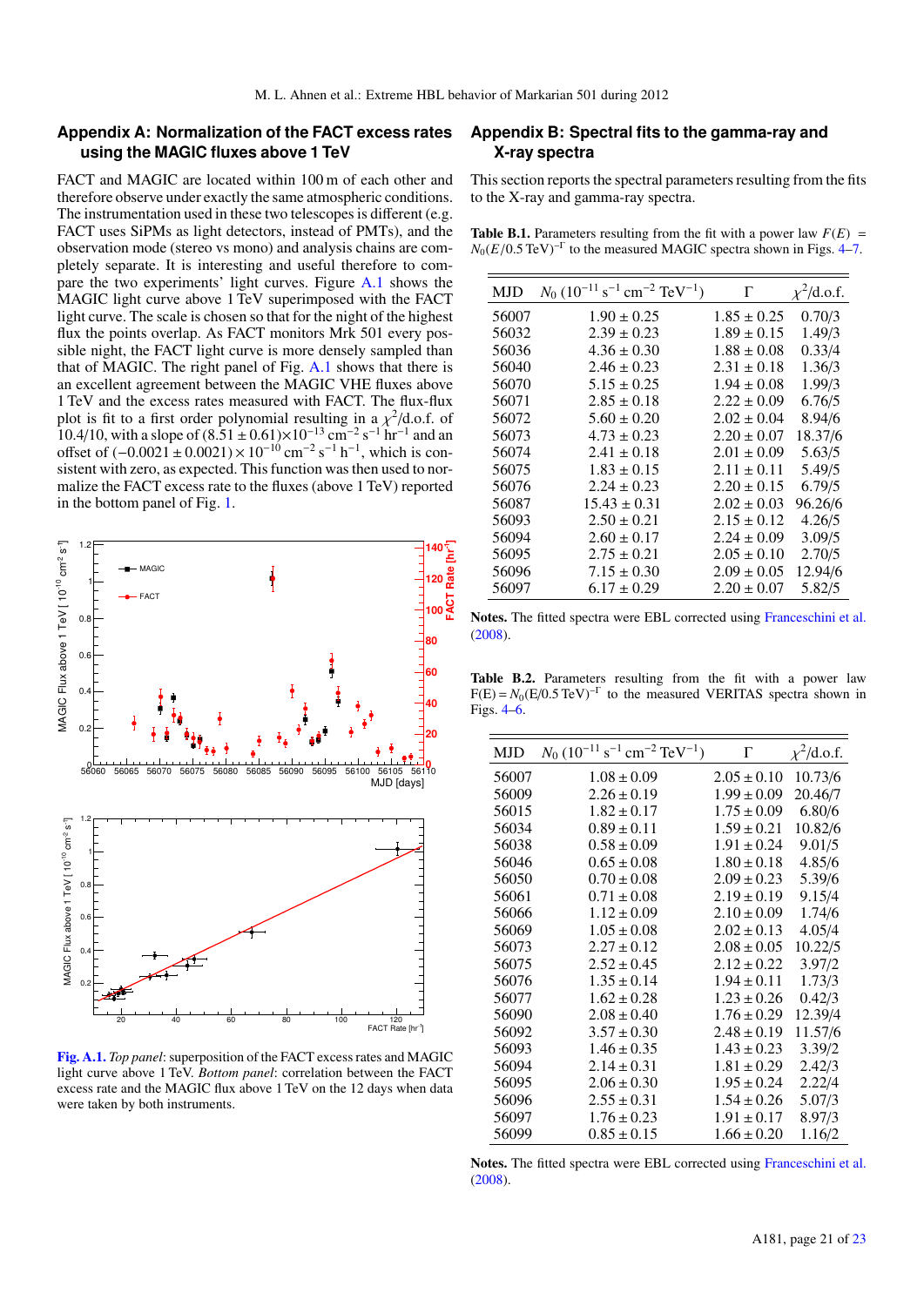## Appendix A: Normalization of the FACT excess rates using the MAGIC fluxes above 1 TeV

FACT and MAGIC are located within 100 m of each other and therefore observe under exactly the same atmospheric conditions. The instrumentation used in these two telescopes is different (e.g. FACT uses SiPMs as light detectors, instead of PMTs), and the observation mode (stereo vs mono) and analysis chains are completely separate. It is interesting and useful therefore to compare the two experiments' light curves. Figure A.1 shows the MAGIC light curve above 1 TeV superimposed with the FACT light curve. The scale is chosen so that for the night of the highest flux the points overlap. As FACT monitors Mrk 501 every possible night, the FACT light curve is more densely sampled than that of MAGIC. The right panel of Fig. A.1 shows that there is an excellent agreement between the MAGIC VHE fluxes above 1 TeV and the excess rates measured with FACT. The flux-flux plot is fit to a first order polynomial resulting in a $\chi^2$/d.o.f. of 10.4/10, with a slope of $(8.51 \pm 0.61)\times10^{-13}$ cm$^{-2}$ s$^{-1}$ hr$^{-1}$ and an offset of $(-0.0021 \pm 0.0021) \times 10^{-10}$ cm$^{-2}$ s$^{-1}$ h$^{-1}$, which is consistent with zero, as expected. This function was then used to normalize the FACT excess rate to the fluxes (above 1 TeV) reported in the bottom panel of Fig. 1.

**Fig. A.1.** *Top panel*: superposition of the FACT excess rates and MAGIC light curve above 1 TeV. *Bottom panel*: correlation between the FACT excess rate and the MAGIC flux above 1 TeV on the 12 days when data were taken by both instruments.

## Appendix B: Spectral fits to the gamma-ray and X-ray spectra

This section reports the spectral parameters resulting from the fits to the X-ray and gamma-ray spectra.

**Table B.1.** Parameters resulting from the fit with a power law $F(E) = N_0(E/0.5\,\text{TeV})^{-\Gamma}$ to the measured MAGIC spectra shown in Figs. 4–7.

| MJD | $N_0$ ($10^{-11}$ s$^{-1}$ cm$^{-2}$ TeV$^{-1}$) | $\Gamma$ | $\chi^2$/d.o.f. |
|---|---|---|---|
| 56007 | $1.90 \pm 0.25$ | $1.85 \pm 0.25$ | 0.70/3 |
| 56032 | $2.39 \pm 0.23$ | $1.89 \pm 0.15$ | 1.49/3 |
| 56036 | $4.36 \pm 0.30$ | $1.88 \pm 0.08$ | 0.33/4 |
| 56040 | $2.46 \pm 0.23$ | $2.31 \pm 0.18$ | 1.36/3 |
| 56070 | $5.15 \pm 0.25$ | $1.94 \pm 0.08$ | 1.99/3 |
| 56071 | $2.85 \pm 0.18$ | $2.22 \pm 0.09$ | 6.76/5 |
| 56072 | $5.60 \pm 0.20$ | $2.02 \pm 0.04$ | 8.94/6 |
| 56073 | $4.73 \pm 0.23$ | $2.20 \pm 0.07$ | 18.37/6 |
| 56074 | $2.41 \pm 0.18$ | $2.01 \pm 0.09$ | 5.63/5 |
| 56075 | $1.83 \pm 0.15$ | $2.11 \pm 0.11$ | 5.49/5 |
| 56076 | $2.24 \pm 0.23$ | $2.20 \pm 0.15$ | 6.79/5 |
| 56087 | $15.43 \pm 0.31$ | $2.02 \pm 0.03$ | 96.26/6 |
| 56093 | $2.50 \pm 0.21$ | $2.15 \pm 0.12$ | 4.26/5 |
| 56094 | $2.60 \pm 0.17$ | $2.24 \pm 0.09$ | 3.09/5 |
| 56095 | $2.75 \pm 0.21$ | $2.05 \pm 0.10$ | 2.70/5 |
| 56096 | $7.15 \pm 0.30$ | $2.09 \pm 0.05$ | 12.94/6 |
| 56097 | $6.17 \pm 0.29$ | $2.20 \pm 0.07$ | 5.82/5 |

**Notes.** The fitted spectra were EBL corrected using Franceschini et al. (2008).

**Table B.2.** Parameters resulting from the fit with a power law $F(E) = N_0(E/0.5\,\text{TeV})^{-\Gamma}$ to the measured VERITAS spectra shown in Figs. 4–6.

| MJD | $N_0$ ($10^{-11}$ s$^{-1}$ cm$^{-2}$ TeV$^{-1}$) | $\Gamma$ | $\chi^2$/d.o.f. |
|---|---|---|---|
| 56007 | $1.08 \pm 0.09$ | $2.05 \pm 0.10$ | 10.73/6 |
| 56009 | $2.26 \pm 0.19$ | $1.99 \pm 0.09$ | 20.46/7 |
| 56015 | $1.82 \pm 0.17$ | $1.75 \pm 0.09$ | 6.80/6 |
| 56034 | $0.89 \pm 0.11$ | $1.59 \pm 0.21$ | 10.82/6 |
| 56038 | $0.58 \pm 0.09$ | $1.91 \pm 0.24$ | 9.01/5 |
| 56046 | $0.65 \pm 0.08$ | $1.80 \pm 0.18$ | 4.85/6 |
| 56050 | $0.70 \pm 0.08$ | $2.09 \pm 0.23$ | 5.39/6 |
| 56061 | $0.71 \pm 0.08$ | $2.19 \pm 0.19$ | 9.15/4 |
| 56066 | $1.12 \pm 0.09$ | $2.10 \pm 0.09$ | 1.74/6 |
| 56069 | $1.05 \pm 0.08$ | $2.02 \pm 0.13$ | 4.05/4 |
| 56073 | $2.27 \pm 0.12$ | $2.08 \pm 0.05$ | 10.22/5 |
| 56075 | $2.52 \pm 0.45$ | $2.12 \pm 0.22$ | 3.97/2 |
| 56076 | $1.35 \pm 0.14$ | $1.94 \pm 0.11$ | 1.73/3 |
| 56077 | $1.62 \pm 0.28$ | $1.23 \pm 0.26$ | 0.42/3 |
| 56090 | $2.08 \pm 0.40$ | $1.76 \pm 0.29$ | 12.39/4 |
| 56092 | $3.57 \pm 0.30$ | $2.48 \pm 0.19$ | 11.57/6 |
| 56093 | $1.46 \pm 0.35$ | $1.43 \pm 0.23$ | 3.39/2 |
| 56094 | $2.14 \pm 0.31$ | $1.81 \pm 0.29$ | 2.42/3 |
| 56095 | $2.06 \pm 0.30$ | $1.95 \pm 0.24$ | 2.22/4 |
| 56096 | $2.55 \pm 0.31$ | $1.54 \pm 0.26$ | 5.07/3 |
| 56097 | $1.76 \pm 0.23$ | $1.91 \pm 0.17$ | 8.97/3 |
| 56099 | $0.85 \pm 0.15$ | $1.66 \pm 0.20$ | 1.16/2 |

**Notes.** The fitted spectra were EBL corrected using Franceschini et al. (2008).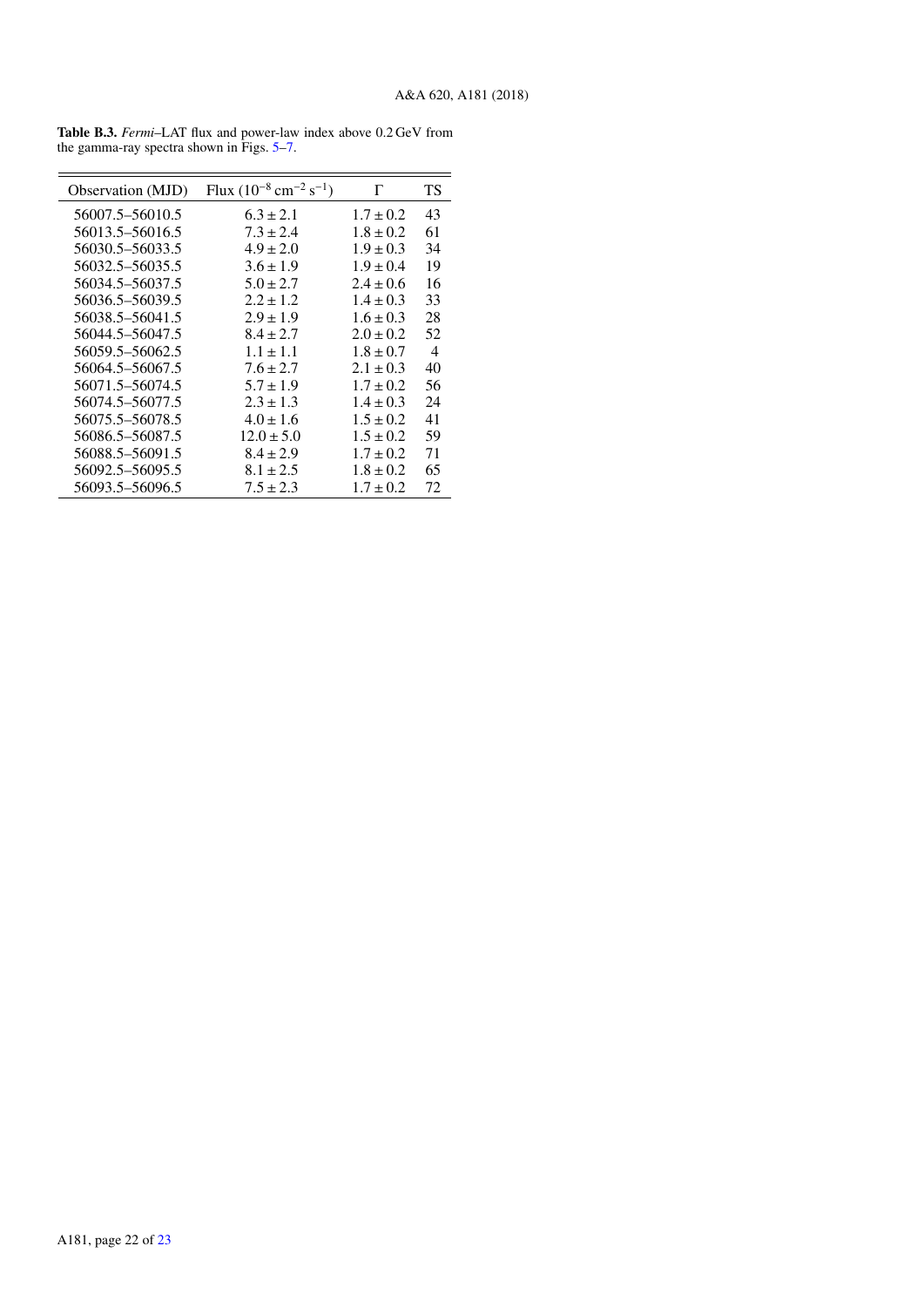**Table B.3.** *Fermi*–LAT flux and power-law index above 0.2 GeV from the gamma-ray spectra shown in Figs. 5–7.

| Observation (MJD) | Flux ($10^{-8}$ cm$^{-2}$ s$^{-1}$) | $\Gamma$ | TS |
|---|---|---|---|
| 56007.5–56010.5 | $6.3 \pm 2.1$ | $1.7 \pm 0.2$ | 43 |
| 56013.5–56016.5 | $7.3 \pm 2.4$ | $1.8 \pm 0.2$ | 61 |
| 56030.5–56033.5 | $4.9 \pm 2.0$ | $1.9 \pm 0.3$ | 34 |
| 56032.5–56035.5 | $3.6 \pm 1.9$ | $1.9 \pm 0.4$ | 19 |
| 56034.5–56037.5 | $5.0 \pm 2.7$ | $2.4 \pm 0.6$ | 16 |
| 56036.5–56039.5 | $2.2 \pm 1.2$ | $1.4 \pm 0.3$ | 33 |
| 56038.5–56041.5 | $2.9 \pm 1.9$ | $1.6 \pm 0.3$ | 28 |
| 56044.5–56047.5 | $8.4 \pm 2.7$ | $2.0 \pm 0.2$ | 52 |
| 56059.5–56062.5 | $1.1 \pm 1.1$ | $1.8 \pm 0.7$ | 4 |
| 56064.5–56067.5 | $7.6 \pm 2.7$ | $2.1 \pm 0.3$ | 40 |
| 56071.5–56074.5 | $5.7 \pm 1.9$ | $1.7 \pm 0.2$ | 56 |
| 56074.5–56077.5 | $2.3 \pm 1.3$ | $1.4 \pm 0.3$ | 24 |
| 56075.5–56078.5 | $4.0 \pm 1.6$ | $1.5 \pm 0.2$ | 41 |
| 56086.5–56087.5 | $12.0 \pm 5.0$ | $1.5 \pm 0.2$ | 59 |
| 56088.5–56091.5 | $8.4 \pm 2.9$ | $1.7 \pm 0.2$ | 71 |
| 56092.5–56095.5 | $8.1 \pm 2.5$ | $1.8 \pm 0.2$ | 65 |
| 56093.5–56096.5 | $7.5 \pm 2.3$ | $1.7 \pm 0.2$ | 72 |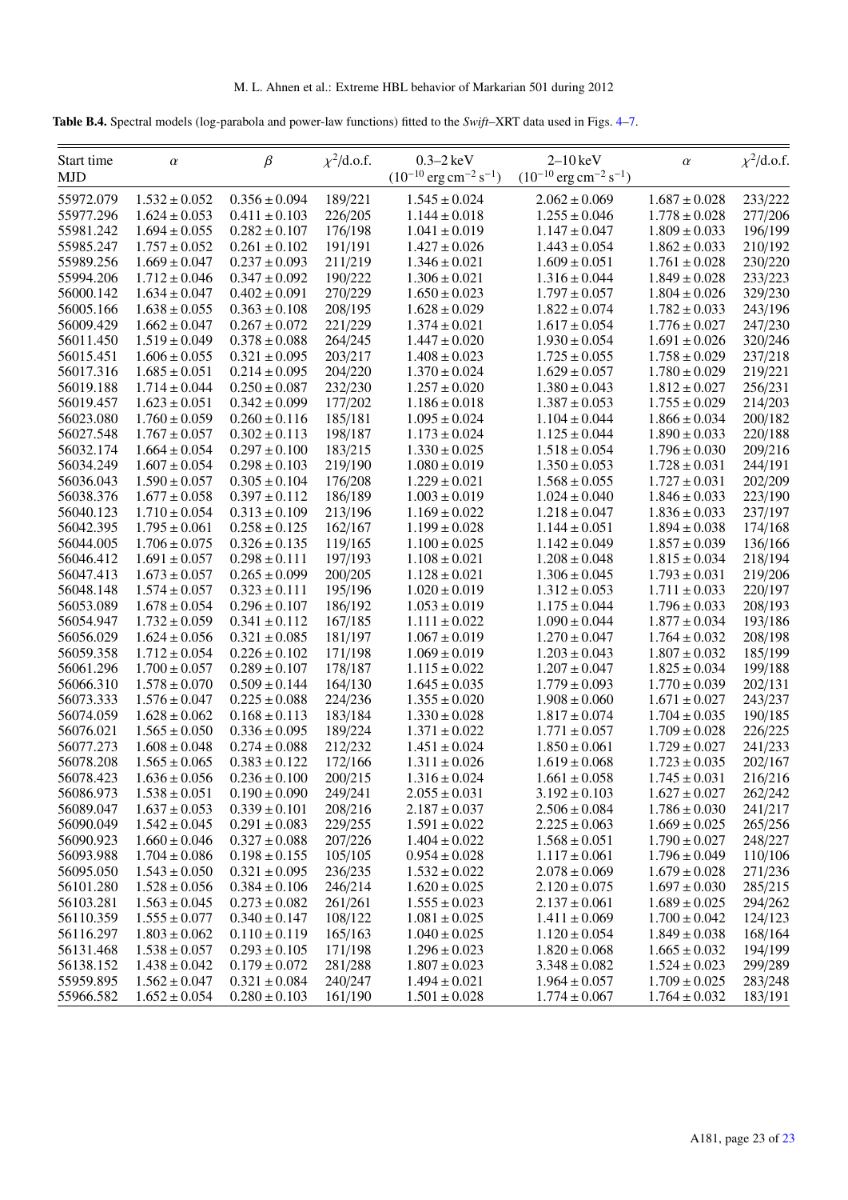**Table B.4.** Spectral models (log-parabola and power-law functions) fitted to the *Swift*–XRT data used in Figs. 4–7.

| Start time MJD | $\alpha$ | $\beta$ | $\chi^2$/d.o.f. | 0.3–2 keV ($10^{-10}$ erg cm$^{-2}$ s$^{-1}$) | 2–10 keV ($10^{-10}$ erg cm$^{-2}$ s$^{-1}$) | $\alpha$ | $\chi^2$/d.o.f. |
|---|---|---|---|---|---|---|---|
| 55972.079 | $1.532 \pm 0.052$ | $0.356 \pm 0.094$ | 189/221 | $1.545 \pm 0.024$ | $2.062 \pm 0.069$ | $1.687 \pm 0.028$ | 233/222 |
| 55977.296 | $1.624 \pm 0.053$ | $0.411 \pm 0.103$ | 226/205 | $1.144 \pm 0.018$ | $1.255 \pm 0.046$ | $1.778 \pm 0.028$ | 277/206 |
| 55981.242 | $1.694 \pm 0.055$ | $0.282 \pm 0.107$ | 176/198 | $1.041 \pm 0.019$ | $1.147 \pm 0.047$ | $1.809 \pm 0.033$ | 196/199 |
| 55985.247 | $1.757 \pm 0.052$ | $0.261 \pm 0.102$ | 191/191 | $1.427 \pm 0.026$ | $1.443 \pm 0.054$ | $1.862 \pm 0.033$ | 210/192 |
| 55989.256 | $1.669 \pm 0.047$ | $0.237 \pm 0.093$ | 211/219 | $1.346 \pm 0.021$ | $1.609 \pm 0.051$ | $1.761 \pm 0.028$ | 230/220 |
| 55994.206 | $1.712 \pm 0.046$ | $0.347 \pm 0.092$ | 190/222 | $1.306 \pm 0.021$ | $1.316 \pm 0.044$ | $1.849 \pm 0.028$ | 233/223 |
| 56000.142 | $1.634 \pm 0.047$ | $0.402 \pm 0.091$ | 270/229 | $1.650 \pm 0.023$ | $1.797 \pm 0.057$ | $1.804 \pm 0.026$ | 329/230 |
| 56005.166 | $1.638 \pm 0.055$ | $0.363 \pm 0.108$ | 208/195 | $1.628 \pm 0.029$ | $1.822 \pm 0.074$ | $1.782 \pm 0.033$ | 243/196 |
| 56009.429 | $1.662 \pm 0.047$ | $0.267 \pm 0.072$ | 221/229 | $1.374 \pm 0.021$ | $1.617 \pm 0.054$ | $1.776 \pm 0.027$ | 247/230 |
| 56011.450 | $1.519 \pm 0.049$ | $0.378 \pm 0.088$ | 264/245 | $1.447 \pm 0.020$ | $1.930 \pm 0.054$ | $1.691 \pm 0.026$ | 320/246 |
| 56015.451 | $1.606 \pm 0.055$ | $0.321 \pm 0.095$ | 203/217 | $1.408 \pm 0.023$ | $1.725 \pm 0.055$ | $1.758 \pm 0.029$ | 237/218 |
| 56017.316 | $1.685 \pm 0.051$ | $0.214 \pm 0.095$ | 204/220 | $1.370 \pm 0.024$ | $1.629 \pm 0.057$ | $1.780 \pm 0.029$ | 219/221 |
| 56019.188 | $1.714 \pm 0.044$ | $0.250 \pm 0.087$ | 232/230 | $1.257 \pm 0.020$ | $1.380 \pm 0.043$ | $1.812 \pm 0.027$ | 256/231 |
| 56019.457 | $1.623 \pm 0.051$ | $0.342 \pm 0.099$ | 177/202 | $1.186 \pm 0.018$ | $1.387 \pm 0.053$ | $1.755 \pm 0.029$ | 214/203 |
| 56023.080 | $1.760 \pm 0.059$ | $0.260 \pm 0.116$ | 185/181 | $1.095 \pm 0.024$ | $1.104 \pm 0.044$ | $1.866 \pm 0.034$ | 200/182 |
| 56027.548 | $1.767 \pm 0.057$ | $0.302 \pm 0.113$ | 198/187 | $1.173 \pm 0.024$ | $1.125 \pm 0.044$ | $1.890 \pm 0.033$ | 220/188 |
| 56032.174 | $1.664 \pm 0.054$ | $0.297 \pm 0.100$ | 183/215 | $1.330 \pm 0.025$ | $1.518 \pm 0.054$ | $1.796 \pm 0.030$ | 209/216 |
| 56034.249 | $1.607 \pm 0.054$ | $0.298 \pm 0.103$ | 219/190 | $1.080 \pm 0.019$ | $1.350 \pm 0.053$ | $1.728 \pm 0.031$ | 244/191 |
| 56036.043 | $1.590 \pm 0.057$ | $0.305 \pm 0.104$ | 176/208 | $1.229 \pm 0.021$ | $1.568 \pm 0.055$ | $1.727 \pm 0.031$ | 202/209 |
| 56038.376 | $1.677 \pm 0.058$ | $0.397 \pm 0.112$ | 186/189 | $1.003 \pm 0.019$ | $1.024 \pm 0.040$ | $1.846 \pm 0.033$ | 223/190 |
| 56040.123 | $1.710 \pm 0.054$ | $0.313 \pm 0.109$ | 213/196 | $1.169 \pm 0.022$ | $1.218 \pm 0.047$ | $1.836 \pm 0.033$ | 237/197 |
| 56042.395 | $1.795 \pm 0.061$ | $0.258 \pm 0.125$ | 162/167 | $1.199 \pm 0.028$ | $1.144 \pm 0.051$ | $1.894 \pm 0.038$ | 174/168 |
| 56044.005 | $1.706 \pm 0.075$ | $0.326 \pm 0.135$ | 119/165 | $1.100 \pm 0.025$ | $1.142 \pm 0.049$ | $1.857 \pm 0.039$ | 136/166 |
| 56046.412 | $1.691 \pm 0.057$ | $0.298 \pm 0.111$ | 197/193 | $1.108 \pm 0.021$ | $1.208 \pm 0.048$ | $1.815 \pm 0.034$ | 218/194 |
| 56047.413 | $1.673 \pm 0.057$ | $0.265 \pm 0.099$ | 200/205 | $1.128 \pm 0.021$ | $1.306 \pm 0.045$ | $1.793 \pm 0.031$ | 219/206 |
| 56048.148 | $1.574 \pm 0.057$ | $0.323 \pm 0.111$ | 195/196 | $1.020 \pm 0.019$ | $1.312 \pm 0.053$ | $1.711 \pm 0.033$ | 220/197 |
| 56053.089 | $1.678 \pm 0.054$ | $0.296 \pm 0.107$ | 186/192 | $1.053 \pm 0.019$ | $1.175 \pm 0.044$ | $1.796 \pm 0.033$ | 208/193 |
| 56054.947 | $1.732 \pm 0.059$ | $0.341 \pm 0.112$ | 167/185 | $1.111 \pm 0.022$ | $1.090 \pm 0.044$ | $1.877 \pm 0.034$ | 193/186 |
| 56056.029 | $1.624 \pm 0.056$ | $0.321 \pm 0.085$ | 181/197 | $1.067 \pm 0.019$ | $1.270 \pm 0.047$ | $1.764 \pm 0.032$ | 208/198 |
| 56059.358 | $1.712 \pm 0.054$ | $0.226 \pm 0.102$ | 171/198 | $1.069 \pm 0.019$ | $1.203 \pm 0.043$ | $1.807 \pm 0.032$ | 185/199 |
| 56061.296 | $1.700 \pm 0.057$ | $0.289 \pm 0.107$ | 178/187 | $1.115 \pm 0.022$ | $1.207 \pm 0.047$ | $1.825 \pm 0.034$ | 199/188 |
| 56066.310 | $1.578 \pm 0.070$ | $0.509 \pm 0.144$ | 164/130 | $1.645 \pm 0.035$ | $1.779 \pm 0.093$ | $1.770 \pm 0.039$ | 202/131 |
| 56073.333 | $1.576 \pm 0.047$ | $0.225 \pm 0.088$ | 224/236 | $1.355 \pm 0.020$ | $1.908 \pm 0.060$ | $1.671 \pm 0.027$ | 243/237 |
| 56074.059 | $1.628 \pm 0.062$ | $0.168 \pm 0.113$ | 183/184 | $1.330 \pm 0.028$ | $1.817 \pm 0.074$ | $1.704 \pm 0.035$ | 190/185 |
| 56076.021 | $1.565 \pm 0.050$ | $0.336 \pm 0.095$ | 189/224 | $1.371 \pm 0.022$ | $1.771 \pm 0.057$ | $1.709 \pm 0.028$ | 226/225 |
| 56077.273 | $1.608 \pm 0.048$ | $0.274 \pm 0.088$ | 212/232 | $1.451 \pm 0.024$ | $1.850 \pm 0.061$ | $1.729 \pm 0.027$ | 241/233 |
| 56078.208 | $1.565 \pm 0.065$ | $0.383 \pm 0.122$ | 172/166 | $1.311 \pm 0.026$ | $1.619 \pm 0.068$ | $1.723 \pm 0.035$ | 202/167 |
| 56078.423 | $1.636 \pm 0.056$ | $0.236 \pm 0.100$ | 200/215 | $1.316 \pm 0.024$ | $1.661 \pm 0.058$ | $1.745 \pm 0.031$ | 216/216 |
| 56086.973 | $1.538 \pm 0.051$ | $0.190 \pm 0.090$ | 249/241 | $2.055 \pm 0.031$ | $3.192 \pm 0.103$ | $1.627 \pm 0.027$ | 262/242 |
| 56089.047 | $1.637 \pm 0.053$ | $0.339 \pm 0.101$ | 208/216 | $2.187 \pm 0.037$ | $2.506 \pm 0.084$ | $1.786 \pm 0.030$ | 241/217 |
| 56090.049 | $1.542 \pm 0.045$ | $0.291 \pm 0.083$ | 229/255 | $1.591 \pm 0.022$ | $2.225 \pm 0.063$ | $1.669 \pm 0.025$ | 265/256 |
| 56090.923 | $1.660 \pm 0.046$ | $0.327 \pm 0.088$ | 207/226 | $1.404 \pm 0.022$ | $1.568 \pm 0.051$ | $1.790 \pm 0.027$ | 248/227 |
| 56093.988 | $1.704 \pm 0.086$ | $0.198 \pm 0.155$ | 105/105 | $0.954 \pm 0.028$ | $1.117 \pm 0.061$ | $1.796 \pm 0.049$ | 110/106 |
| 56095.050 | $1.543 \pm 0.050$ | $0.321 \pm 0.095$ | 236/235 | $1.532 \pm 0.022$ | $2.078 \pm 0.069$ | $1.679 \pm 0.028$ | 271/236 |
| 56101.280 | $1.528 \pm 0.056$ | $0.384 \pm 0.106$ | 246/214 | $1.620 \pm 0.025$ | $2.120 \pm 0.075$ | $1.697 \pm 0.030$ | 285/215 |
| 56103.281 | $1.563 \pm 0.045$ | $0.273 \pm 0.082$ | 261/261 | $1.555 \pm 0.023$ | $2.137 \pm 0.061$ | $1.689 \pm 0.025$ | 294/262 |
| 56110.359 | $1.555 \pm 0.077$ | $0.340 \pm 0.147$ | 108/122 | $1.081 \pm 0.025$ | $1.411 \pm 0.069$ | $1.700 \pm 0.042$ | 124/123 |
| 56116.297 | $1.803 \pm 0.062$ | $0.110 \pm 0.119$ | 165/163 | $1.040 \pm 0.025$ | $1.120 \pm 0.054$ | $1.849 \pm 0.038$ | 168/164 |
| 56131.468 | $1.538 \pm 0.057$ | $0.293 \pm 0.105$ | 171/198 | $1.296 \pm 0.023$ | $1.820 \pm 0.068$ | $1.665 \pm 0.032$ | 194/199 |
| 56138.152 | $1.438 \pm 0.042$ | $0.179 \pm 0.072$ | 281/288 | $1.807 \pm 0.023$ | $3.348 \pm 0.082$ | $1.524 \pm 0.023$ | 299/289 |
| 55959.895 | $1.562 \pm 0.047$ | $0.321 \pm 0.084$ | 240/247 | $1.494 \pm 0.021$ | $1.964 \pm 0.057$ | $1.709 \pm 0.025$ | 283/248 |
| 55966.582 | $1.652 \pm 0.054$ | $0.280 \pm 0.103$ | 161/190 | $1.501 \pm 0.028$ | $1.774 \pm 0.067$ | $1.764 \pm 0.032$ | 183/191 |